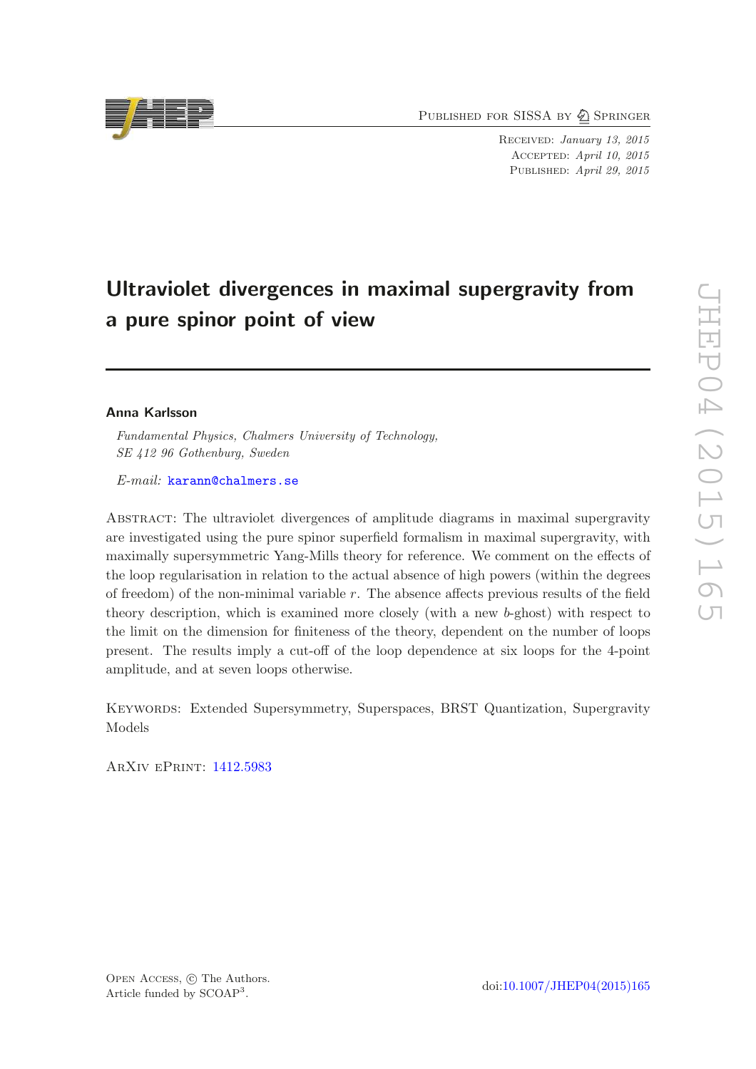# Ultraviolet divergences in maximal supergravity from a pure spinor point of view

**Anna Karlsson**

*Fundamental Physics, Chalmers University of Technology, SE 412 96 Gothenburg, Sweden*

*E-mail:* karann@chalmers.se

Abstract: The ultraviolet divergences of amplitude diagrams in maximal supergravity are investigated using the pure spinor superfield formalism in maximal supergravity, with maximally supersymmetric Yang-Mills theory for reference. We comment on the effects of the loop regularisation in relation to the actual absence of high powers (within the degrees of freedom) of the non-minimal variable $r$. The absence affects previous results of the field theory description, which is examined more closely (with a new $b$-ghost) with respect to the limit on the dimension for finiteness of the theory, dependent on the number of loops present. The results imply a cut-off of the loop dependence at six loops for the 4-point amplitude, and at seven loops otherwise.

Keywords: Extended Supersymmetry, Superspaces, BRST Quantization, Supergravity Models

ArXiv ePrint: 1412.5983

Open Access, © The Authors.
Article funded by SCOAP[3].

doi:10.1007/JHEP04(2015)165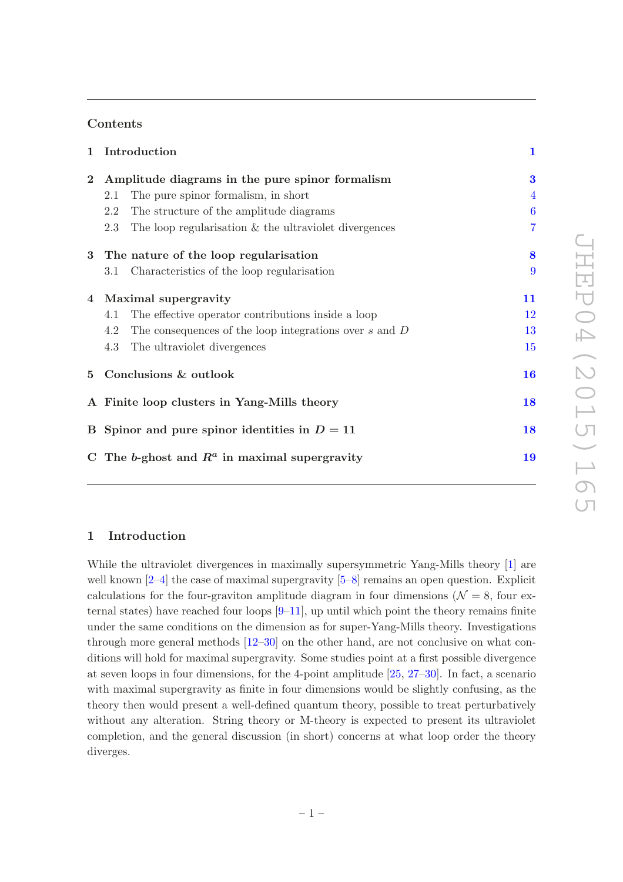## Contents

| | | |
|---|---|---|
| **1** | **Introduction** | **1** |
| **2** | **Amplitude diagrams in the pure spinor formalism** | **3** |
| | 2.1 The pure spinor formalism, in short | 4 |
| | 2.2 The structure of the amplitude diagrams | 6 |
| | 2.3 The loop regularisation & the ultraviolet divergences | 7 |
| **3** | **The nature of the loop regularisation** | **8** |
| | 3.1 Characteristics of the loop regularisation | 9 |
| **4** | **Maximal supergravity** | **11** |
| | 4.1 The effective operator contributions inside a loop | 12 |
| | 4.2 The consequences of the loop integrations over $s$ and $D$ | 13 |
| | 4.3 The ultraviolet divergences | 15 |
| **5** | **Conclusions & outlook** | **16** |
| **A** | **Finite loop clusters in Yang-Mills theory** | **18** |
| **B** | **Spinor and pure spinor identities in $D = 11$** | **18** |
| **C** | **The $b$-ghost and $R^a$ in maximal supergravity** | **19** |

# 1 Introduction

While the ultraviolet divergences in maximally supersymmetric Yang-Mills theory [1] are well known [2–4] the case of maximal supergravity [5–8] remains an open question. Explicit calculations for the four-graviton amplitude diagram in four dimensions ($\mathcal{N} = 8$, four external states) have reached four loops [9–11], up until which point the theory remains finite under the same conditions on the dimension as for super-Yang-Mills theory. Investigations through more general methods [12–30] on the other hand, are not conclusive on what conditions will hold for maximal supergravity. Some studies point at a first possible divergence at seven loops in four dimensions, for the 4-point amplitude [25, 27–30]. In fact, a scenario with maximal supergravity as finite in four dimensions would be slightly confusing, as the theory then would present a well-defined quantum theory, possible to treat perturbatively without any alteration. String theory or M-theory is expected to present its ultraviolet completion, and the general discussion (in short) concerns at what loop order the theory diverges.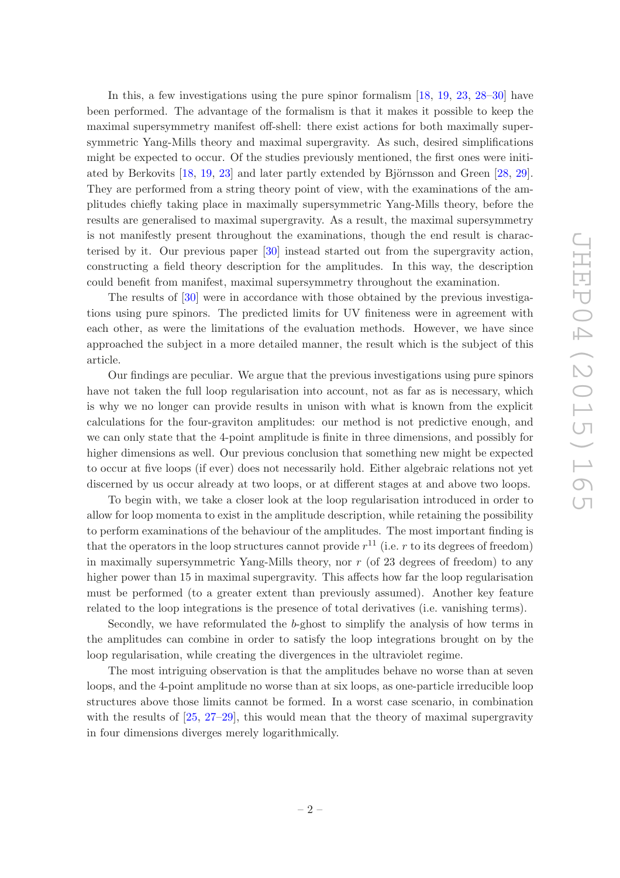In this, a few investigations using the pure spinor formalism [18, 19, 23, 28–30] have been performed. The advantage of the formalism is that it makes it possible to keep the maximal supersymmetry manifest off-shell: there exist actions for both maximally supersymmetric Yang-Mills theory and maximal supergravity. As such, desired simplifications might be expected to occur. Of the studies previously mentioned, the first ones were initiated by Berkovits [18, 19, 23] and later partly extended by Björnsson and Green [28, 29]. They are performed from a string theory point of view, with the examinations of the amplitudes chiefly taking place in maximally supersymmetric Yang-Mills theory, before the results are generalised to maximal supergravity. As a result, the maximal supersymmetry is not manifestly present throughout the examinations, though the end result is characterised by it. Our previous paper [30] instead started out from the supergravity action, constructing a field theory description for the amplitudes. In this way, the description could benefit from manifest, maximal supersymmetry throughout the examination.

The results of [30] were in accordance with those obtained by the previous investigations using pure spinors. The predicted limits for UV finiteness were in agreement with each other, as were the limitations of the evaluation methods. However, we have since approached the subject in a more detailed manner, the result which is the subject of this article.

Our findings are peculiar. We argue that the previous investigations using pure spinors have not taken the full loop regularisation into account, not as far as is necessary, which is why we no longer can provide results in unison with what is known from the explicit calculations for the four-graviton amplitudes: our method is not predictive enough, and we can only state that the 4-point amplitude is finite in three dimensions, and possibly for higher dimensions as well. Our previous conclusion that something new might be expected to occur at five loops (if ever) does not necessarily hold. Either algebraic relations not yet discerned by us occur already at two loops, or at different stages at and above two loops.

To begin with, we take a closer look at the loop regularisation introduced in order to allow for loop momenta to exist in the amplitude description, while retaining the possibility to perform examinations of the behaviour of the amplitudes. The most important finding is that the operators in the loop structures cannot provide $r^{11}$ (i.e. $r$ to its degrees of freedom) in maximally supersymmetric Yang-Mills theory, nor $r$ (of 23 degrees of freedom) to any higher power than 15 in maximal supergravity. This affects how far the loop regularisation must be performed (to a greater extent than previously assumed). Another key feature related to the loop integrations is the presence of total derivatives (i.e. vanishing terms).

Secondly, we have reformulated the $b$-ghost to simplify the analysis of how terms in the amplitudes can combine in order to satisfy the loop integrations brought on by the loop regularisation, while creating the divergences in the ultraviolet regime.

The most intriguing observation is that the amplitudes behave no worse than at seven loops, and the 4-point amplitude no worse than at six loops, as one-particle irreducible loop structures above those limits cannot be formed. In a worst case scenario, in combination with the results of [25, 27–29], this would mean that the theory of maximal supergravity in four dimensions diverges merely logarithmically.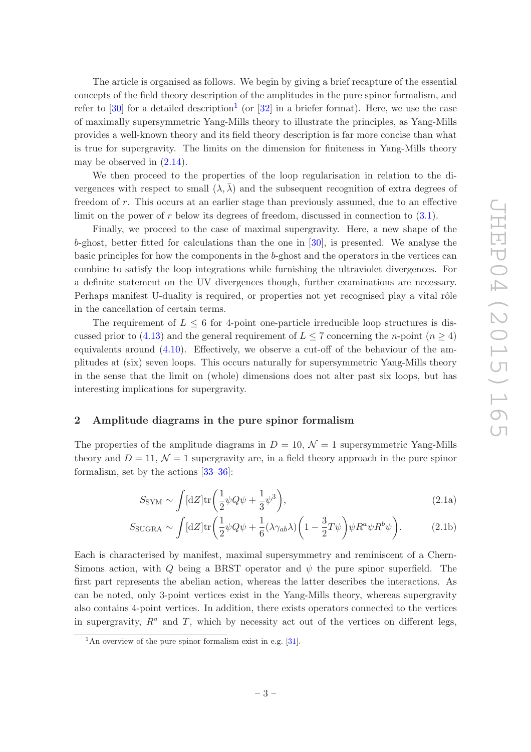The article is organised as follows. We begin by giving a brief recapture of the essential concepts of the field theory description of the amplitudes in the pure spinor formalism, and refer to [30] for a detailed description[1] (or [32] in a briefer format). Here, we use the case of maximally supersymmetric Yang-Mills theory to illustrate the principles, as Yang-Mills provides a well-known theory and its field theory description is far more concise than what is true for supergravity. The limits on the dimension for finiteness in Yang-Mills theory may be observed in (2.14).

We then proceed to the properties of the loop regularisation in relation to the divergences with respect to small $(\lambda, \bar{\lambda})$ and the subsequent recognition of extra degrees of freedom of $r$. This occurs at an earlier stage than previously assumed, due to an effective limit on the power of $r$ below its degrees of freedom, discussed in connection to (3.1).

Finally, we proceed to the case of maximal supergravity. Here, a new shape of the $b$-ghost, better fitted for calculations than the one in [30], is presented. We analyse the basic principles for how the components in the $b$-ghost and the operators in the vertices can combine to satisfy the loop integrations while furnishing the ultraviolet divergences. For a definite statement on the UV divergences though, further examinations are necessary. Perhaps manifest U-duality is required, or properties not yet recognised play a vital rôle in the cancellation of certain terms.

The requirement of $L \leq 6$ for 4-point one-particle irreducible loop structures is discussed prior to (4.13) and the general requirement of $L \leq 7$ concerning the $n$-point ($n \geq 4$) equivalents around (4.10). Effectively, we observe a cut-off of the behaviour of the amplitudes at (six) seven loops. This occurs naturally for supersymmetric Yang-Mills theory in the sense that the limit on (whole) dimensions does not alter past six loops, but has interesting implications for supergravity.

## 2 Amplitude diagrams in the pure spinor formalism

The properties of the amplitude diagrams in $D = 10$, $\mathcal{N} = 1$ supersymmetric Yang-Mills theory and $D = 11$, $\mathcal{N} = 1$ supergravity are, in a field theory approach in the pure spinor formalism, set by the actions [33–36]:

$$S_{\text{SYM}} \sim \int [\mathrm{d}Z] \mathrm{tr}\left(\frac{1}{2}\psi Q \psi + \frac{1}{3}\psi^3\right), \tag{2.1a}$$

$$S_{\text{SUGRA}} \sim \int [\mathrm{d}Z] \mathrm{tr}\left(\frac{1}{2}\psi Q \psi + \frac{1}{6}(\lambda\gamma_{ab}\lambda)\left(1 - \frac{3}{2}T\psi\right)\psi R^a \psi R^b \psi\right). \tag{2.1b}$$

Each is characterised by manifest, maximal supersymmetry and reminiscent of a Chern-Simons action, with $Q$ being a BRST operator and $\psi$ the pure spinor superfield. The first part represents the abelian action, whereas the latter describes the interactions. As can be noted, only 3-point vertices exist in the Yang-Mills theory, whereas supergravity also contains 4-point vertices. In addition, there exists operators connected to the vertices in supergravity, $R^a$ and $T$, which by necessity act out of the vertices on different legs,

[1] An overview of the pure spinor formalism exist in e.g. [31].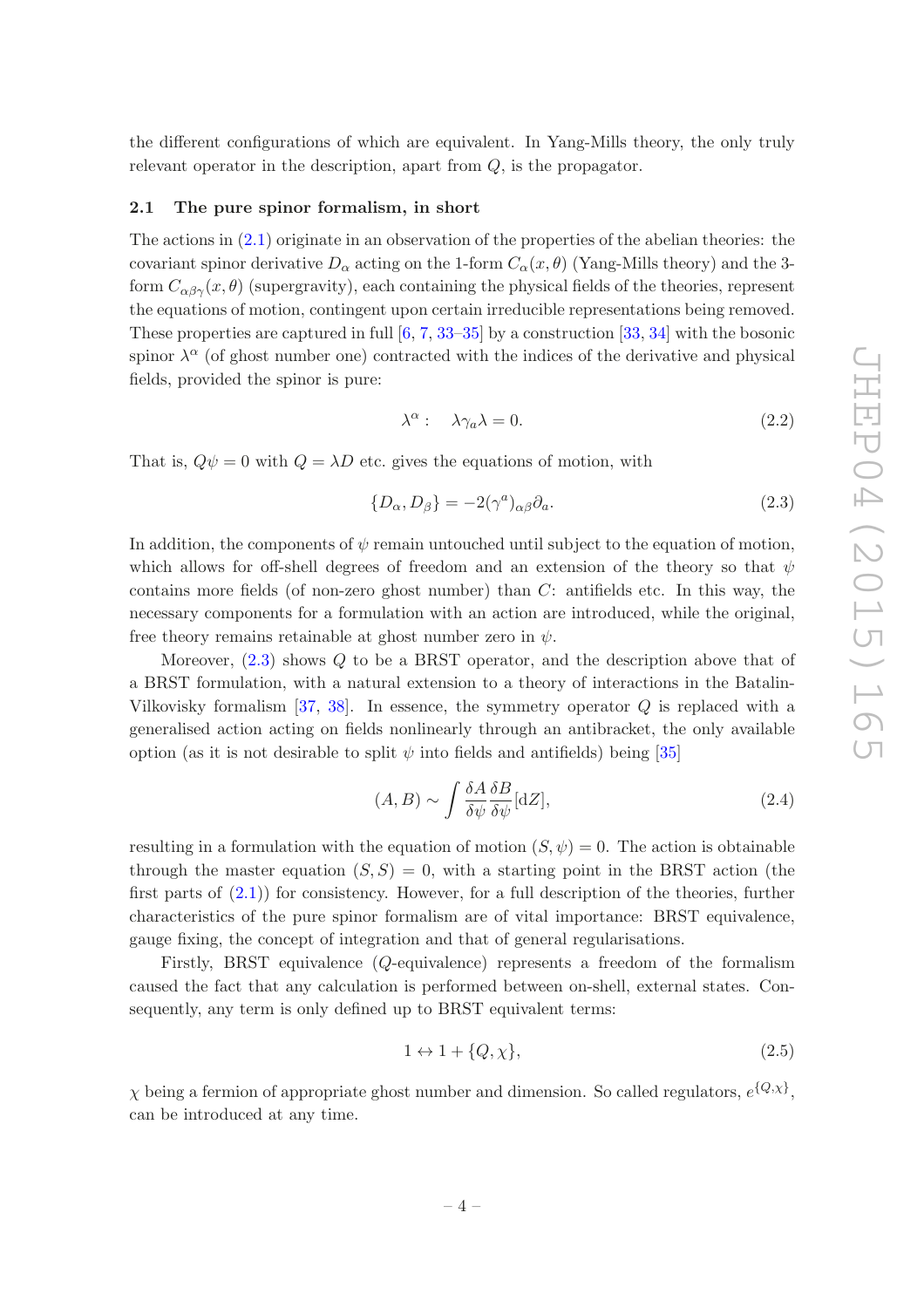the different configurations of which are equivalent. In Yang-Mills theory, the only truly relevant operator in the description, apart from $Q$, is the propagator.

### 2.1 The pure spinor formalism, in short

The actions in (2.1) originate in an observation of the properties of the abelian theories: the covariant spinor derivative $D_\alpha$ acting on the 1-form $C_\alpha(x, \theta)$ (Yang-Mills theory) and the 3-form $C_{\alpha\beta\gamma}(x, \theta)$ (supergravity), each containing the physical fields of the theories, represent the equations of motion, contingent upon certain irreducible representations being removed. These properties are captured in full [6, 7, 33–35] by a construction [33, 34] with the bosonic spinor $\lambda^\alpha$ (of ghost number one) contracted with the indices of the derivative and physical fields, provided the spinor is pure:

$$\lambda^\alpha : \quad \lambda \gamma_a \lambda = 0. \tag{2.2}$$

That is, $Q\psi = 0$ with $Q = \lambda D$ etc. gives the equations of motion, with

$$\{D_\alpha, D_\beta\} = -2(\gamma^a)_{\alpha\beta}\partial_a. \tag{2.3}$$

In addition, the components of $\psi$ remain untouched until subject to the equation of motion, which allows for off-shell degrees of freedom and an extension of the theory so that $\psi$ contains more fields (of non-zero ghost number) than $C$: antifields etc. In this way, the necessary components for a formulation with an action are introduced, while the original, free theory remains retainable at ghost number zero in $\psi$.

Moreover, (2.3) shows $Q$ to be a BRST operator, and the description above that of a BRST formulation, with a natural extension to a theory of interactions in the Batalin-Vilkovisky formalism [37, 38]. In essence, the symmetry operator $Q$ is replaced with a generalised action acting on fields nonlinearly through an antibracket, the only available option (as it is not desirable to split $\psi$ into fields and antifields) being [35]

$$(A, B) \sim \int \frac{\delta A}{\delta \psi} \frac{\delta B}{\delta \psi} [\mathrm{d}Z], \tag{2.4}$$

resulting in a formulation with the equation of motion $(S, \psi) = 0$. The action is obtainable through the master equation $(S, S) = 0$, with a starting point in the BRST action (the first parts of (2.1)) for consistency. However, for a full description of the theories, further characteristics of the pure spinor formalism are of vital importance: BRST equivalence, gauge fixing, the concept of integration and that of general regularisations.

Firstly, BRST equivalence ($Q$-equivalence) represents a freedom of the formalism caused the fact that any calculation is performed between on-shell, external states. Consequently, any term is only defined up to BRST equivalent terms:

$$1 \leftrightarrow 1 + \{Q, \chi\}, \tag{2.5}$$

$\chi$ being a fermion of appropriate ghost number and dimension. So called regulators, $e^{\{Q,\chi\}}$, can be introduced at any time.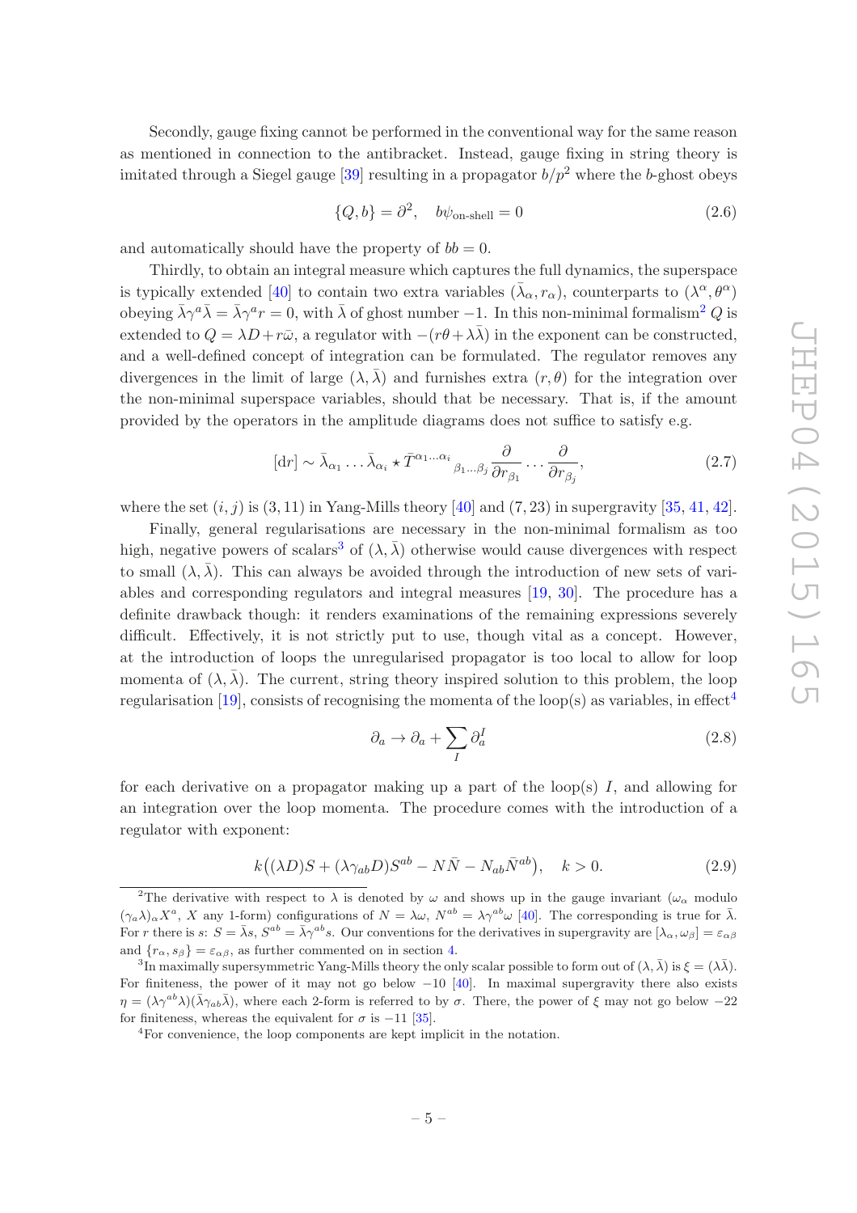Secondly, gauge fixing cannot be performed in the conventional way for the same reason as mentioned in connection to the antibracket. Instead, gauge fixing in string theory is imitated through a Siegel gauge [39] resulting in a propagator $b/p^2$ where the $b$-ghost obeys

$$\{Q, b\} = \partial^2, \quad b\psi_{\text{on-shell}} = 0 \tag{2.6}$$

and automatically should have the property of $bb = 0$.

Thirdly, to obtain an integral measure which captures the full dynamics, the superspace is typically extended [40] to contain two extra variables $(\bar{\lambda}_\alpha, r_\alpha)$, counterparts to $(\lambda^\alpha, \theta^\alpha)$ obeying $\bar{\lambda}\gamma^a\bar{\lambda} = \bar{\lambda}\gamma^a r = 0$, with $\bar{\lambda}$ of ghost number $-1$. In this non-minimal formalism[2] $Q$ is extended to $Q = \lambda D + r\bar{\omega}$, a regulator with $-(r\theta + \lambda\bar{\lambda})$ in the exponent can be constructed, and a well-defined concept of integration can be formulated. The regulator removes any divergences in the limit of large $(\lambda, \bar{\lambda})$ and furnishes extra $(r, \theta)$ for the integration over the non-minimal superspace variables, should that be necessary. That is, if the amount provided by the operators in the amplitude diagrams does not suffice to satisfy e.g.

$$[\mathrm{d}r] \sim \bar{\lambda}_{\alpha_1} \ldots \bar{\lambda}_{\alpha_i} \star \bar{T}^{\alpha_1 \ldots \alpha_i}{}_{\beta_1 \ldots \beta_j} \frac{\partial}{\partial r_{\beta_1}} \cdots \frac{\partial}{\partial r_{\beta_j}}, \tag{2.7}$$

where the set $(i, j)$ is $(3, 11)$ in Yang-Mills theory [40] and $(7, 23)$ in supergravity [35, 41, 42].

Finally, general regularisations are necessary in the non-minimal formalism as too high, negative powers of scalars[3] of $(\lambda, \bar{\lambda})$ otherwise would cause divergences with respect to small $(\lambda, \bar{\lambda})$. This can always be avoided through the introduction of new sets of variables and corresponding regulators and integral measures [19, 30]. The procedure has a definite drawback though: it renders examinations of the remaining expressions severely difficult. Effectively, it is not strictly put to use, though vital as a concept. However, at the introduction of loops the unregularised propagator is too local to allow for loop momenta of $(\lambda, \bar{\lambda})$. The current, string theory inspired solution to this problem, the loop regularisation [19], consists of recognising the momenta of the loop(s) as variables, in effect[4]

$$\partial_a \to \partial_a + \sum_I \partial_a^I \tag{2.8}$$

for each derivative on a propagator making up a part of the loop(s) $I$, and allowing for an integration over the loop momenta. The procedure comes with the introduction of a regulator with exponent:

$$k\big((\lambda D)S + (\lambda\gamma_{ab}D)S^{ab} - N\bar{N} - N_{ab}\bar{N}^{ab}\big), \quad k > 0. \tag{2.9}$$

[2] The derivative with respect to $\lambda$ is denoted by $\omega$ and shows up in the gauge invariant ($\omega_\alpha$ modulo $(\gamma_a\lambda)_\alpha X^a$, $X$ any 1-form) configurations of $N = \lambda\omega$, $N^{ab} = \lambda\gamma^{ab}\omega$ [40]. The corresponding is true for $\bar{\lambda}$. For $r$ there is $s$: $S = \bar{\lambda}s$, $S^{ab} = \bar{\lambda}\gamma^{ab}s$. Our conventions for the derivatives in supergravity are $[\lambda_\alpha, \omega_\beta] = \varepsilon_{\alpha\beta}$ and $\{r_\alpha, s_\beta\} = \varepsilon_{\alpha\beta}$, as further commented on in section 4.

[3] In maximally supersymmetric Yang-Mills theory the only scalar possible to form out of $(\lambda, \bar{\lambda})$ is $\xi = (\lambda\bar{\lambda})$. For finiteness, the power of it may not go below $-10$ [40]. In maximal supergravity there also exists $\eta = (\lambda\gamma^{ab}\lambda)(\bar{\lambda}\gamma_{ab}\bar{\lambda})$, where each 2-form is referred to by $\sigma$. There, the power of $\xi$ may not go below $-22$ for finiteness, whereas the equivalent for $\sigma$ is $-11$ [35].

[4] For convenience, the loop components are kept implicit in the notation.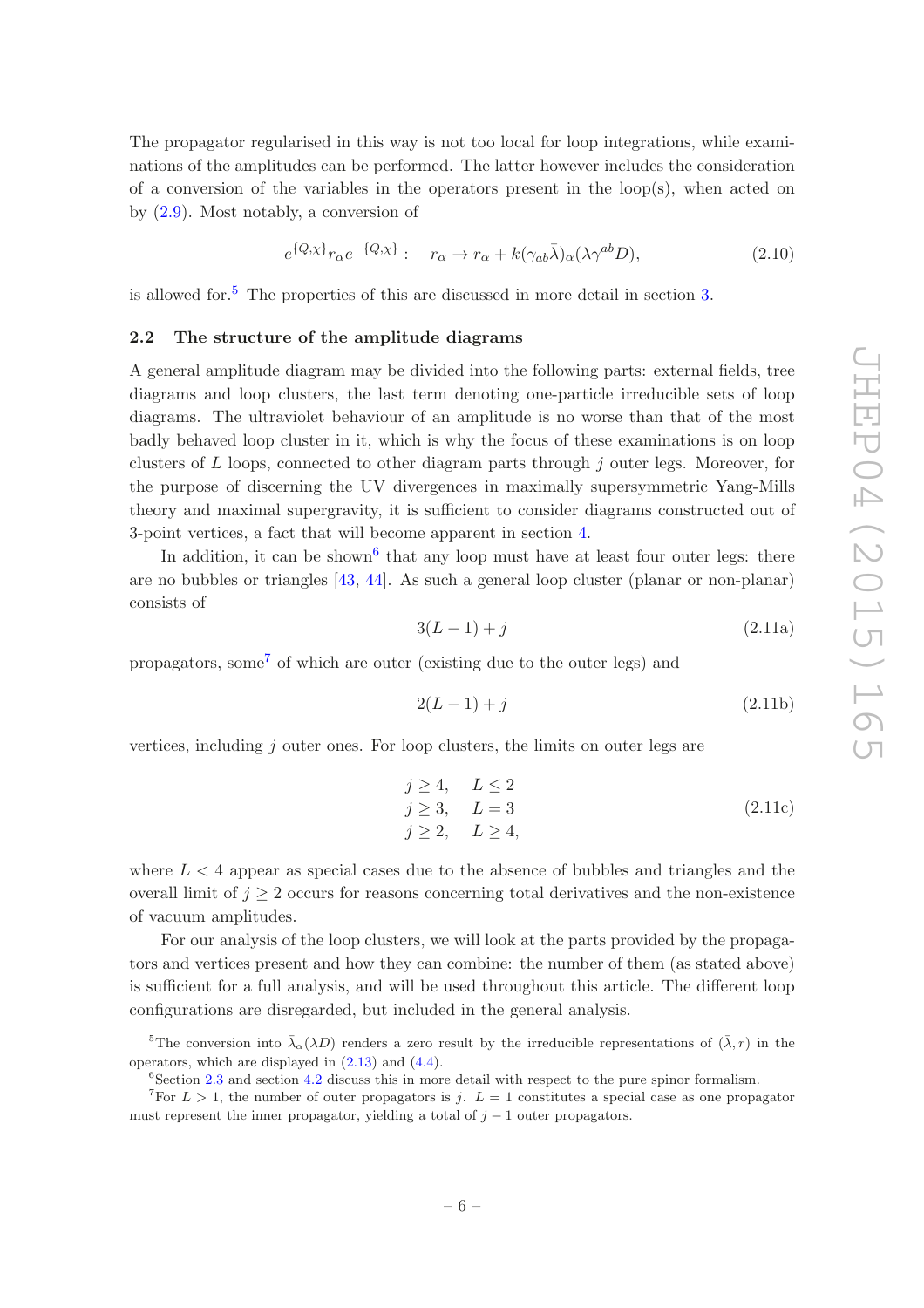The propagator regularised in this way is not too local for loop integrations, while examinations of the amplitudes can be performed. The latter however includes the consideration of a conversion of the variables in the operators present in the loop(s), when acted on by (2.9). Most notably, a conversion of

$$e^{\{Q,\chi\}} r_\alpha e^{-\{Q,\chi\}}: \quad r_\alpha \to r_\alpha + k(\gamma_{ab}\bar{\lambda})_\alpha(\lambda\gamma^{ab}D), \tag{2.10}$$

is allowed for.[5] The properties of this are discussed in more detail in section 3.

### 2.2 The structure of the amplitude diagrams

A general amplitude diagram may be divided into the following parts: external fields, tree diagrams and loop clusters, the last term denoting one-particle irreducible sets of loop diagrams. The ultraviolet behaviour of an amplitude is no worse than that of the most badly behaved loop cluster in it, which is why the focus of these examinations is on loop clusters of $L$ loops, connected to other diagram parts through $j$ outer legs. Moreover, for the purpose of discerning the UV divergences in maximally supersymmetric Yang-Mills theory and maximal supergravity, it is sufficient to consider diagrams constructed out of 3-point vertices, a fact that will become apparent in section 4.

In addition, it can be shown[6] that any loop must have at least four outer legs: there are no bubbles or triangles [43, 44]. As such a general loop cluster (planar or non-planar) consists of

$$3(L-1)+j \tag{2.11a}$$

propagators, some[7] of which are outer (existing due to the outer legs) and

$$2(L-1)+j \tag{2.11b}$$

vertices, including $j$ outer ones. For loop clusters, the limits on outer legs are

$$\begin{aligned} j \geq 4, \quad & L \leq 2 \\ j \geq 3, \quad & L = 3 \\ j \geq 2, \quad & L \geq 4, \end{aligned} \tag{2.11c}$$

where $L < 4$ appear as special cases due to the absence of bubbles and triangles and the overall limit of $j \geq 2$ occurs for reasons concerning total derivatives and the non-existence of vacuum amplitudes.

For our analysis of the loop clusters, we will look at the parts provided by the propagators and vertices present and how they can combine: the number of them (as stated above) is sufficient for a full analysis, and will be used throughout this article. The different loop configurations are disregarded, but included in the general analysis.

---

[5] The conversion into $\bar{\lambda}_\alpha(\lambda D)$ renders a zero result by the irreducible representations of $(\bar{\lambda}, r)$ in the operators, which are displayed in (2.13) and (4.4).

[6] Section 2.3 and section 4.2 discuss this in more detail with respect to the pure spinor formalism.

[7] For $L > 1$, the number of outer propagators is $j$. $L = 1$ constitutes a special case as one propagator must represent the inner propagator, yielding a total of $j - 1$ outer propagators.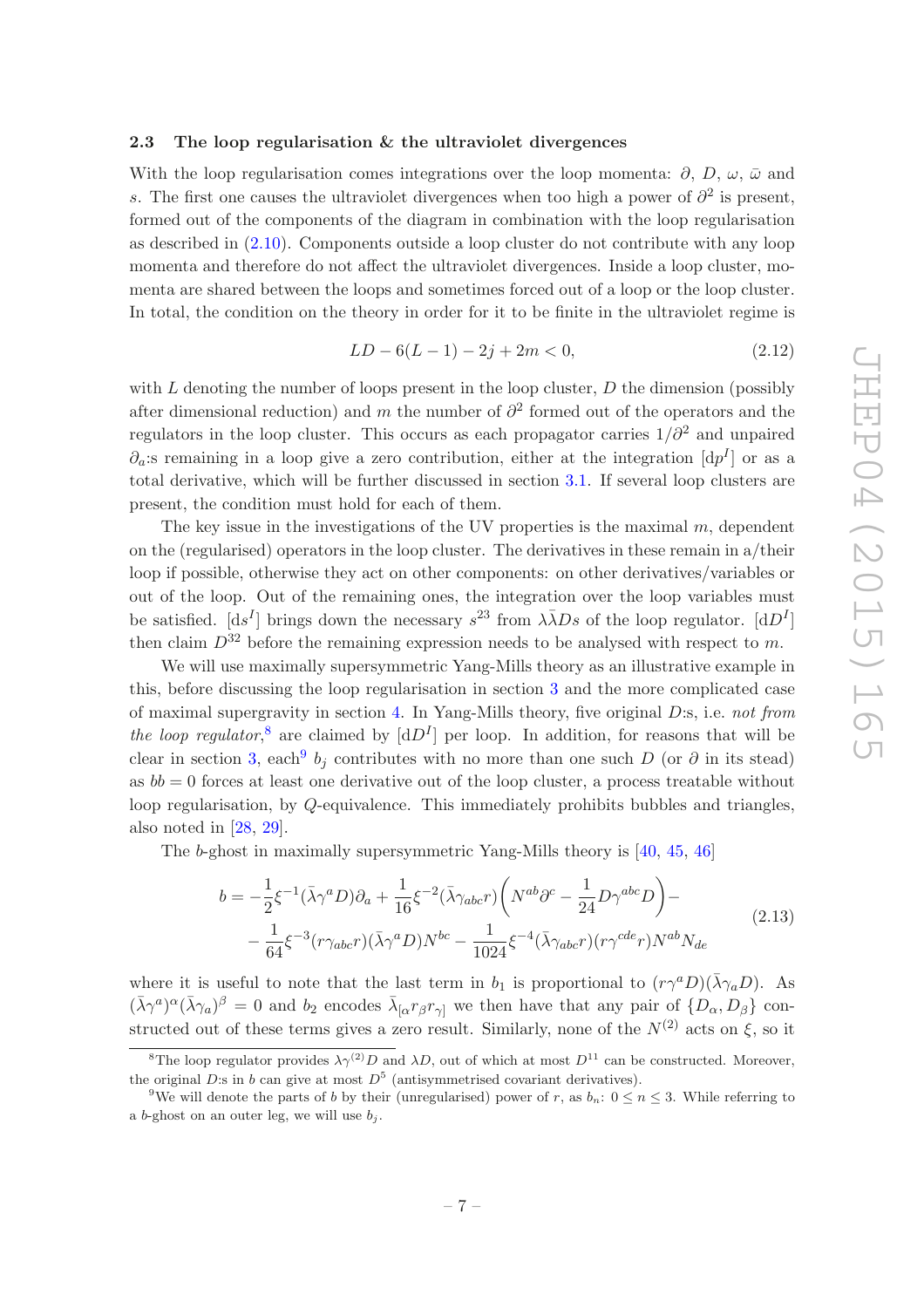### 2.3 The loop regularisation & the ultraviolet divergences

With the loop regularisation comes integrations over the loop momenta: $\partial$, $D$, $\omega$, $\bar{\omega}$ and $s$. The first one causes the ultraviolet divergences when too high a power of $\partial^2$ is present, formed out of the components of the diagram in combination with the loop regularisation as described in (2.10). Components outside a loop cluster do not contribute with any loop momenta and therefore do not affect the ultraviolet divergences. Inside a loop cluster, momenta are shared between the loops and sometimes forced out of a loop or the loop cluster. In total, the condition on the theory in order for it to be finite in the ultraviolet regime is

$$LD - 6(L-1) - 2j + 2m < 0, \tag{2.12}$$

with $L$ denoting the number of loops present in the loop cluster, $D$ the dimension (possibly after dimensional reduction) and $m$ the number of $\partial^2$ formed out of the operators and the regulators in the loop cluster. This occurs as each propagator carries $1/\partial^2$ and unpaired $\partial_a$:s remaining in a loop give a zero contribution, either at the integration $[\mathrm{d}p^I]$ or as a total derivative, which will be further discussed in section 3.1. If several loop clusters are present, the condition must hold for each of them.

The key issue in the investigations of the UV properties is the maximal $m$, dependent on the (regularised) operators in the loop cluster. The derivatives in these remain in a/their loop if possible, otherwise they act on other components: on other derivatives/variables or out of the loop. Out of the remaining ones, the integration over the loop variables must be satisfied. $[\mathrm{d}s^I]$ brings down the necessary $s^{23}$ from $\lambda\bar{\lambda}Ds$ of the loop regulator. $[\mathrm{d}D^I]$ then claim $D^{32}$ before the remaining expression needs to be analysed with respect to $m$.

We will use maximally supersymmetric Yang-Mills theory as an illustrative example in this, before discussing the loop regularisation in section 3 and the more complicated case of maximal supergravity in section 4. In Yang-Mills theory, five original $D$:s, i.e. *not from the loop regulator*,[8] are claimed by $[\mathrm{d}D^I]$ per loop. In addition, for reasons that will be clear in section 3, each[9] $b_j$ contributes with no more than one such $D$ (or $\partial$ in its stead) as $bb = 0$ forces at least one derivative out of the loop cluster, a process treatable without loop regularisation, by $Q$-equivalence. This immediately prohibits bubbles and triangles, also noted in [28, 29].

The $b$-ghost in maximally supersymmetric Yang-Mills theory is [40, 45, 46]

$$\begin{aligned} b = &-\frac{1}{2}\xi^{-1}(\bar{\lambda}\gamma^a D)\partial_a + \frac{1}{16}\xi^{-2}(\bar{\lambda}\gamma_{abc}r)\left(N^{ab}\partial^c - \frac{1}{24}D\gamma^{abc}D\right) - \\ &-\frac{1}{64}\xi^{-3}(r\gamma_{abc}r)(\bar{\lambda}\gamma^a D)N^{bc} - \frac{1}{1024}\xi^{-4}(\bar{\lambda}\gamma_{abc}r)(r\gamma^{cde}r)N^{ab}N_{de} \end{aligned} \tag{2.13}$$

where it is useful to note that the last term in $b_1$ is proportional to $(r\gamma^a D)(\bar{\lambda}\gamma_a D)$. As $(\bar{\lambda}\gamma^a)^\alpha(\bar{\lambda}\gamma_a)^\beta = 0$ and $b_2$ encodes $\bar{\lambda}_{[\alpha}r_\beta r_{\gamma]}$ we then have that any pair of $\{D_\alpha, D_\beta\}$ constructed out of these terms gives a zero result. Similarly, none of the $N^{(2)}$ acts on $\xi$, so it

---

[8] The loop regulator provides $\lambda\gamma^{(2)}D$ and $\lambda D$, out of which at most $D^{11}$ can be constructed. Moreover, the original $D$:s in $b$ can give at most $D^5$ (antisymmetrised covariant derivatives).

[9] We will denote the parts of $b$ by their (unregularised) power of $r$, as $b_n$: $0 \leq n \leq 3$. While referring to a $b$-ghost on an outer leg, we will use $b_j$.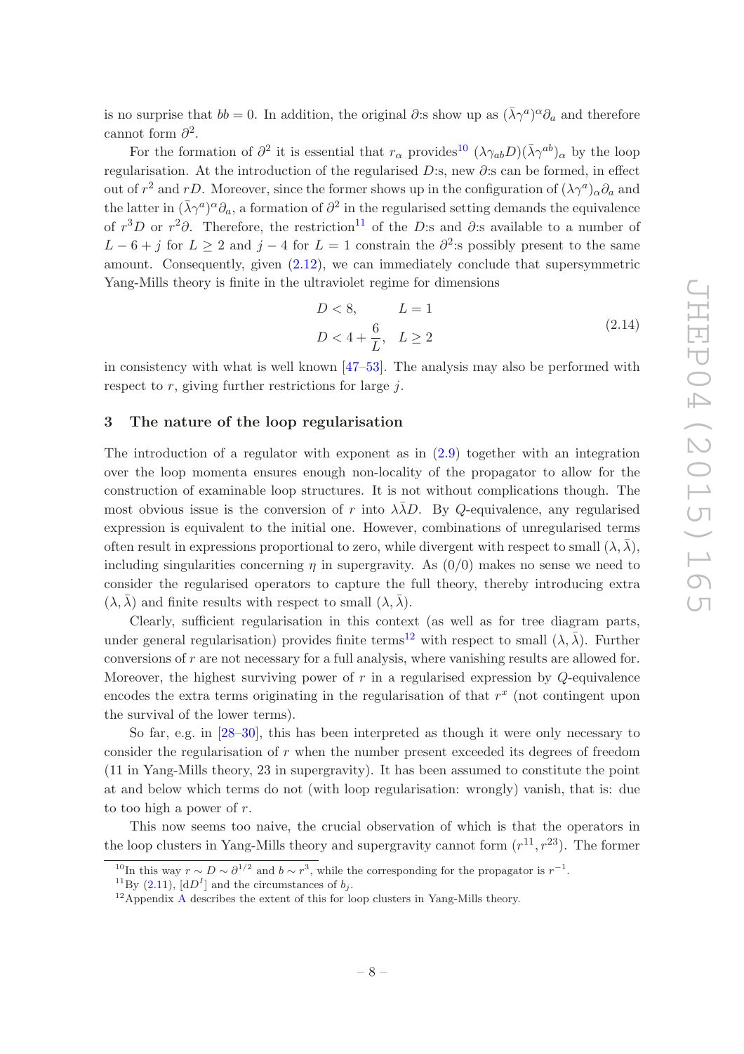is no surprise that $bb = 0$. In addition, the original $\partial$:s show up as $(\bar{\lambda}\gamma^a)^\alpha \partial_a$ and therefore cannot form $\partial^2$.

For the formation of $\partial^2$ it is essential that $r_\alpha$ provides[10] $(\lambda\gamma_{ab}D)(\bar{\lambda}\gamma^{ab})_\alpha$ by the loop regularisation. At the introduction of the regularised $D$:s, new $\partial$:s can be formed, in effect out of $r^2$ and $rD$. Moreover, since the former shows up in the configuration of $(\lambda\gamma^a)_\alpha\partial_a$ and the latter in $(\bar{\lambda}\gamma^a)^\alpha\partial_a$, a formation of $\partial^2$ in the regularised setting demands the equivalence of $r^3D$ or $r^2\partial$. Therefore, the restriction[11] of the $D$:s and $\partial$:s available to a number of $L-6+j$ for $L \geq 2$ and $j-4$ for $L=1$ constrain the $\partial^2$:s possibly present to the same amount. Consequently, given (2.12), we can immediately conclude that supersymmetric Yang-Mills theory is finite in the ultraviolet regime for dimensions

$$
\begin{aligned}
&D < 8, && L = 1 \\
&D < 4 + \frac{6}{L}, && L \geq 2
\end{aligned}
\tag{2.14}
$$

in consistency with what is well known [47–53]. The analysis may also be performed with respect to $r$, giving further restrictions for large $j$.

## 3 The nature of the loop regularisation

The introduction of a regulator with exponent as in (2.9) together with an integration over the loop momenta ensures enough non-locality of the propagator to allow for the construction of examinable loop structures. It is not without complications though. The most obvious issue is the conversion of $r$ into $\lambda\bar{\lambda}D$. By $Q$-equivalence, any regularised expression is equivalent to the initial one. However, combinations of unregularised terms often result in expressions proportional to zero, while divergent with respect to small $(\lambda, \bar{\lambda})$, including singularities concerning $\eta$ in supergravity. As $(0/0)$ makes no sense we need to consider the regularised operators to capture the full theory, thereby introducing extra $(\lambda, \bar{\lambda})$ and finite results with respect to small $(\lambda, \bar{\lambda})$.

Clearly, sufficient regularisation in this context (as well as for tree diagram parts, under general regularisation) provides finite terms[12] with respect to small $(\lambda, \bar{\lambda})$. Further conversions of $r$ are not necessary for a full analysis, where vanishing results are allowed for. Moreover, the highest surviving power of $r$ in a regularised expression by $Q$-equivalence encodes the extra terms originating in the regularisation of that $r^x$ (not contingent upon the survival of the lower terms).

So far, e.g. in [28–30], this has been interpreted as though it were only necessary to consider the regularisation of $r$ when the number present exceeded its degrees of freedom (11 in Yang-Mills theory, 23 in supergravity). It has been assumed to constitute the point at and below which terms do not (with loop regularisation: wrongly) vanish, that is: due to too high a power of $r$.

This now seems too naive, the crucial observation of which is that the operators in the loop clusters in Yang-Mills theory and supergravity cannot form $(r^{11}, r^{23})$. The former

---

[10] In this way $r \sim D \sim \partial^{1/2}$ and $b \sim r^3$, while the corresponding for the propagator is $r^{-1}$.

[11] By (2.11), $[\mathrm{d}D^I]$ and the circumstances of $b_j$.

[12] Appendix A describes the extent of this for loop clusters in Yang-Mills theory.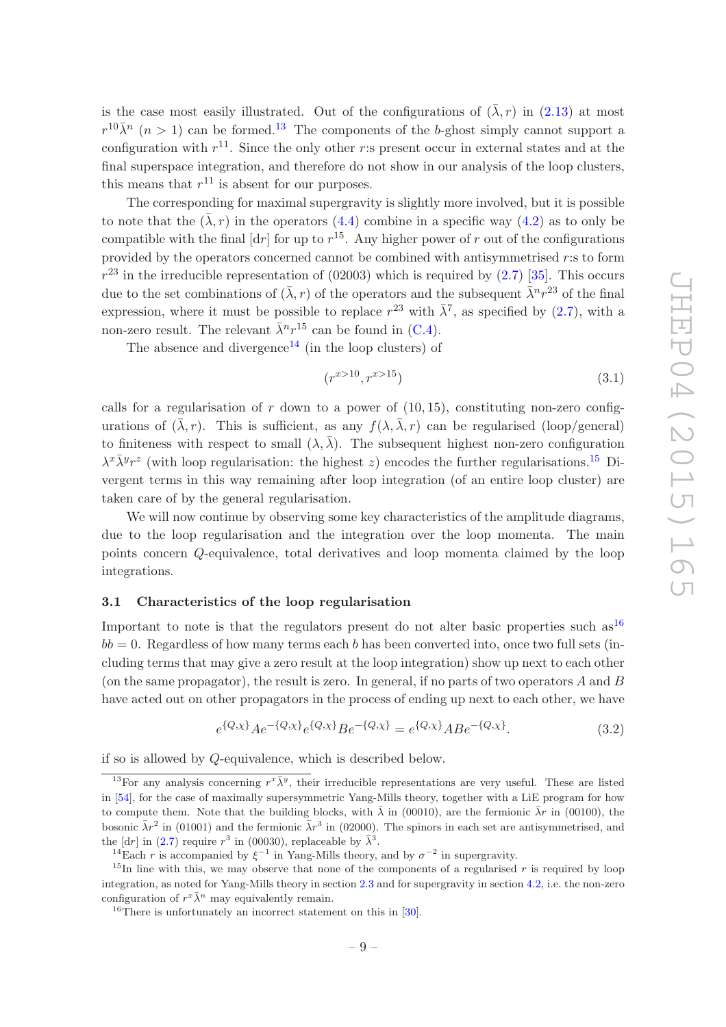is the case most easily illustrated. Out of the configurations of $(\bar{\lambda}, r)$ in (2.13) at most $r^{10}\bar{\lambda}^n$ $(n > 1)$ can be formed.[13] The components of the $b$-ghost simply cannot support a configuration with $r^{11}$. Since the only other $r$:s present occur in external states and at the final superspace integration, and therefore do not show in our analysis of the loop clusters, this means that $r^{11}$ is absent for our purposes.

The corresponding for maximal supergravity is slightly more involved, but it is possible to note that the $(\bar{\lambda}, r)$ in the operators (4.4) combine in a specific way (4.2) as to only be compatible with the final [dr] for up to $r^{15}$. Any higher power of $r$ out of the configurations provided by the operators concerned cannot be combined with antisymmetrised $r$:s to form $r^{23}$ in the irreducible representation of (02003) which is required by (2.7) [35]. This occurs due to the set combinations of $(\bar{\lambda}, r)$ of the operators and the subsequent $\bar{\lambda}^n r^{23}$ of the final expression, where it must be possible to replace $r^{23}$ with $\bar{\lambda}^7$, as specified by (2.7), with a non-zero result. The relevant $\bar{\lambda}^n r^{15}$ can be found in (C.4).

The absence and divergence[14] (in the loop clusters) of

$$(r^{x>10}, r^{x>15}) \tag{3.1}$$

calls for a regularisation of $r$ down to a power of $(10, 15)$, constituting non-zero configurations of $(\bar{\lambda}, r)$. This is sufficient, as any $f(\lambda, \bar{\lambda}, r)$ can be regularised (loop/general) to finiteness with respect to small $(\lambda, \bar{\lambda})$. The subsequent highest non-zero configuration $\lambda^x\bar{\lambda}^y r^z$ (with loop regularisation: the highest $z$) encodes the further regularisations.[15] Divergent terms in this way remaining after loop integration (of an entire loop cluster) are taken care of by the general regularisation.

We will now continue by observing some key characteristics of the amplitude diagrams, due to the loop regularisation and the integration over the loop momenta. The main points concern $Q$-equivalence, total derivatives and loop momenta claimed by the loop integrations.

### 3.1 Characteristics of the loop regularisation

Important to note is that the regulators present do not alter basic properties such as[16] $bb = 0$. Regardless of how many terms each $b$ has been converted into, once two full sets (including terms that may give a zero result at the loop integration) show up next to each other (on the same propagator), the result is zero. In general, if no parts of two operators $A$ and $B$ have acted out on other propagators in the process of ending up next to each other, we have

$$e^{\{Q,\chi\}}Ae^{-\{Q,\chi\}}e^{\{Q,\chi\}}Be^{-\{Q,\chi\}} = e^{\{Q,\chi\}}ABe^{-\{Q,\chi\}}. \tag{3.2}$$

if so is allowed by $Q$-equivalence, which is described below.

---

[13] For any analysis concerning $r^x\bar{\lambda}^y$, their irreducible representations are very useful. These are listed in [54], for the case of maximally supersymmetric Yang-Mills theory, together with a LiE program for how to compute them. Note that the building blocks, with $\bar{\lambda}$ in (00010), are the fermionic $\bar{\lambda}r$ in (00100), the bosonic $\bar{\lambda}r^2$ in (01001) and the fermionic $\bar{\lambda}r^3$ in (02000). The spinors in each set are antisymmetrised, and the [dr] in (2.7) require $r^3$ in (00030), replaceable by $\bar{\lambda}^3$.

[14] Each $r$ is accompanied by $\xi^{-1}$ in Yang-Mills theory, and by $\sigma^{-2}$ in supergravity.

[15] In line with this, we may observe that none of the components of a regularised $r$ is required by loop integration, as noted for Yang-Mills theory in section 2.3 and for supergravity in section 4.2, i.e. the non-zero configuration of $r^x\bar{\lambda}^n$ may equivalently remain.

[16] There is unfortunately an incorrect statement on this in [30].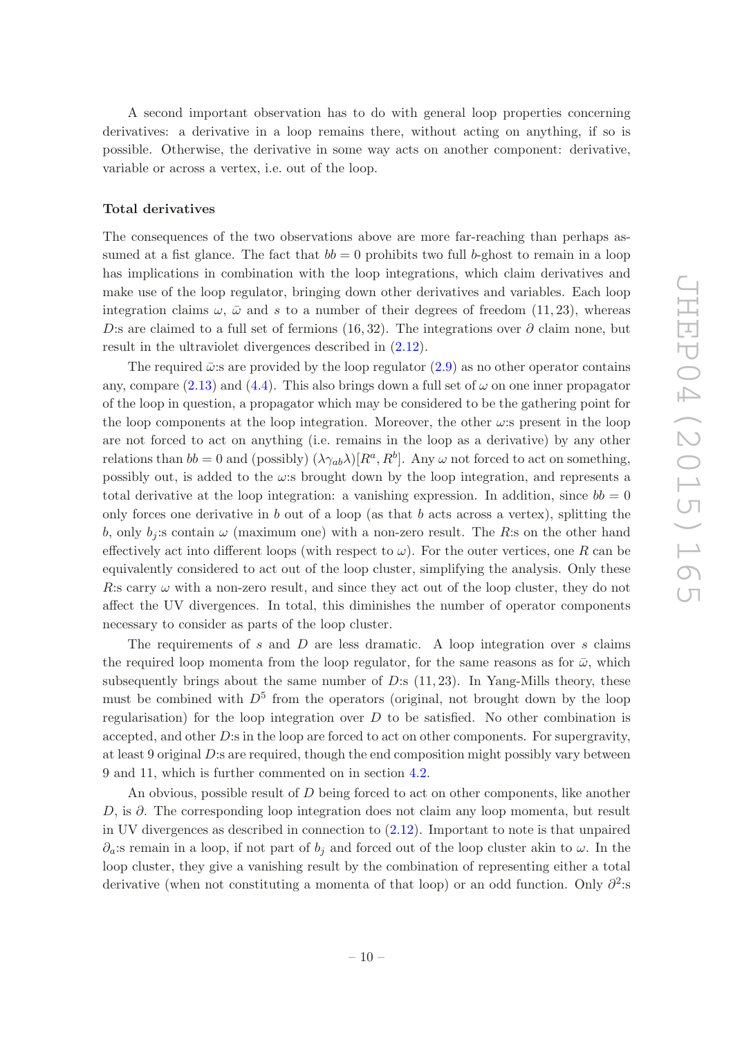A second important observation has to do with general loop properties concerning derivatives: a derivative in a loop remains there, without acting on anything, if so is possible. Otherwise, the derivative in some way acts on another component: derivative, variable or across a vertex, i.e. out of the loop.

**Total derivatives**

The consequences of the two observations above are more far-reaching than perhaps assumed at a fist glance. The fact that $bb = 0$ prohibits two full $b$-ghost to remain in a loop has implications in combination with the loop integrations, which claim derivatives and make use of the loop regulator, bringing down other derivatives and variables. Each loop integration claims $\omega$, $\bar{\omega}$ and $s$ to a number of their degrees of freedom $(11, 23)$, whereas $D$:s are claimed to a full set of fermions $(16, 32)$. The integrations over $\partial$ claim none, but result in the ultraviolet divergences described in (2.12).

The required $\bar{\omega}$:s are provided by the loop regulator (2.9) as no other operator contains any, compare (2.13) and (4.4). This also brings down a full set of $\omega$ on one inner propagator of the loop in question, a propagator which may be considered to be the gathering point for the loop components at the loop integration. Moreover, the other $\omega$:s present in the loop are not forced to act on anything (i.e. remains in the loop as a derivative) by any other relations than $bb = 0$ and (possibly) $(\lambda\gamma_{ab}\lambda)[R^a, R^b]$. Any $\omega$ not forced to act on something, possibly out, is added to the $\omega$:s brought down by the loop integration, and represents a total derivative at the loop integration: a vanishing expression. In addition, since $bb = 0$ only forces one derivative in $b$ out of a loop (as that $b$ acts across a vertex), splitting the $b$, only $b_j$:s contain $\omega$ (maximum one) with a non-zero result. The $R$:s on the other hand effectively act into different loops (with respect to $\omega$). For the outer vertices, one $R$ can be equivalently considered to act out of the loop cluster, simplifying the analysis. Only these $R$:s carry $\omega$ with a non-zero result, and since they act out of the loop cluster, they do not affect the UV divergences. In total, this diminishes the number of operator components necessary to consider as parts of the loop cluster.

The requirements of $s$ and $D$ are less dramatic. A loop integration over $s$ claims the required loop momenta from the loop regulator, for the same reasons as for $\bar{\omega}$, which subsequently brings about the same number of $D$:s $(11, 23)$. In Yang-Mills theory, these must be combined with $D^5$ from the operators (original, not brought down by the loop regularisation) for the loop integration over $D$ to be satisfied. No other combination is accepted, and other $D$:s in the loop are forced to act on other components. For supergravity, at least 9 original $D$:s are required, though the end composition might possibly vary between 9 and 11, which is further commented on in section 4.2.

An obvious, possible result of $D$ being forced to act on other components, like another $D$, is $\partial$. The corresponding loop integration does not claim any loop momenta, but result in UV divergences as described in connection to (2.12). Important to note is that unpaired $\partial_a$:s remain in a loop, if not part of $b_j$ and forced out of the loop cluster akin to $\omega$. In the loop cluster, they give a vanishing result by the combination of representing either a total derivative (when not constituting a momenta of that loop) or an odd function. Only $\partial^2$:s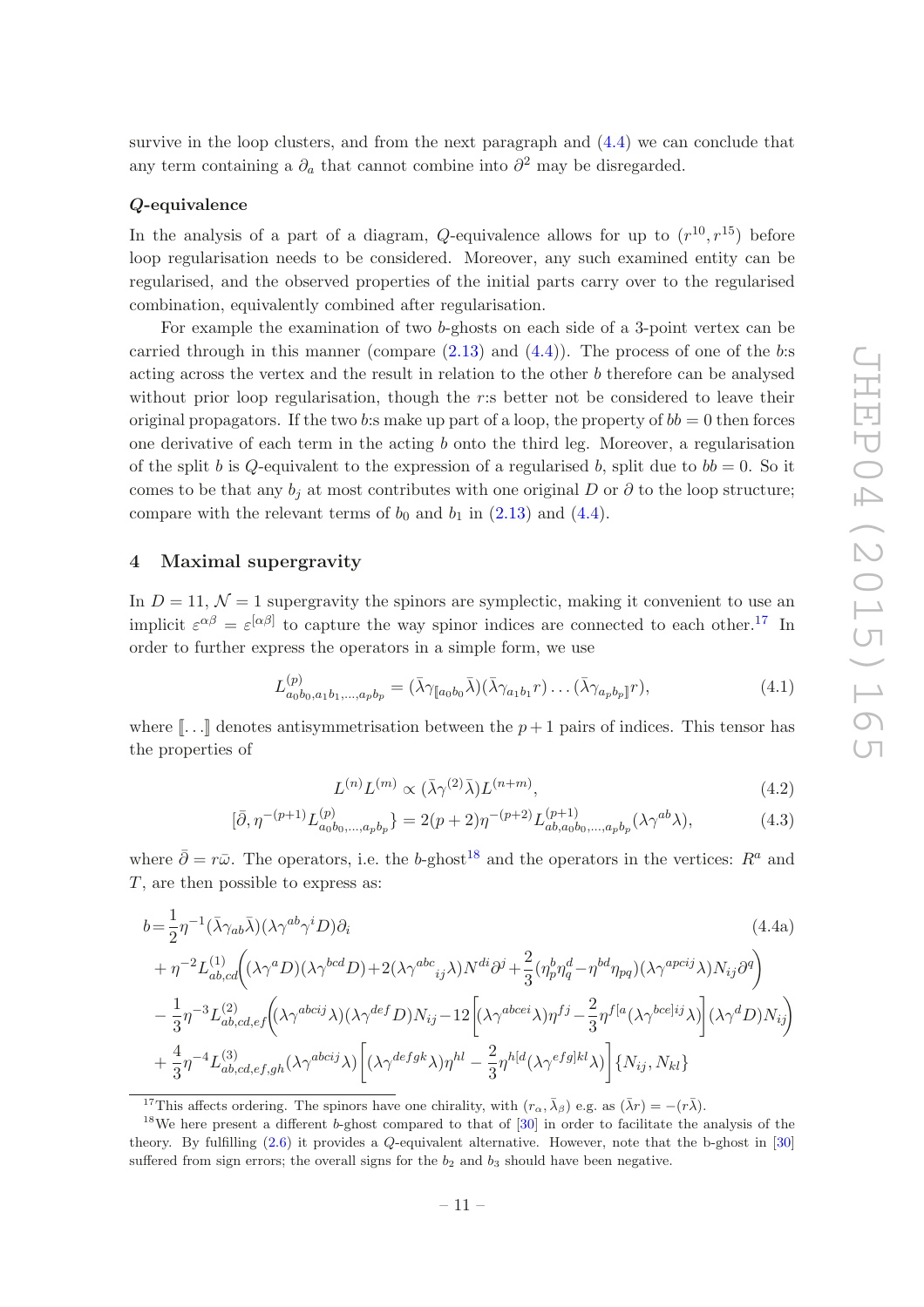survive in the loop clusters, and from the next paragraph and (4.4) we can conclude that any term containing a $\partial_a$ that cannot combine into $\partial^2$ may be disregarded.

### $Q$-equivalence

In the analysis of a part of a diagram, $Q$-equivalence allows for up to $(r^{10}, r^{15})$ before loop regularisation needs to be considered. Moreover, any such examined entity can be regularised, and the observed properties of the initial parts carry over to the regularised combination, equivalently combined after regularisation.

For example the examination of two $b$-ghosts on each side of a 3-point vertex can be carried through in this manner (compare (2.13) and (4.4)). The process of one of the $b$:s acting across the vertex and the result in relation to the other $b$ therefore can be analysed without prior loop regularisation, though the $r$:s better not be considered to leave their original propagators. If the two $b$:s make up part of a loop, the property of $bb = 0$ then forces one derivative of each term in the acting $b$ onto the third leg. Moreover, a regularisation of the split $b$ is $Q$-equivalent to the expression of a regularised $b$, split due to $bb = 0$. So it comes to be that any $b_j$ at most contributes with one original $D$ or $\partial$ to the loop structure; compare with the relevant terms of $b_0$ and $b_1$ in (2.13) and (4.4).

## 4 Maximal supergravity

In $D = 11$, $\mathcal{N} = 1$ supergravity the spinors are symplectic, making it convenient to use an implicit $\varepsilon^{\alpha\beta} = \varepsilon^{[\alpha\beta]}$ to capture the way spinor indices are connected to each other.[17] In order to further express the operators in a simple form, we use

$$L^{(p)}_{a_0b_0,a_1b_1,\dots,a_pb_p} = (\bar\lambda\gamma_{[\![a_0b_0}\bar\lambda)(\bar\lambda\gamma_{a_1b_1}r)\dots(\bar\lambda\gamma_{a_pb_p]\!]}r), \tag{4.1}$$

where $[\![\dots]\!]$ denotes antisymmetrisation between the $p+1$ pairs of indices. This tensor has the properties of

$$L^{(n)}L^{(m)} \propto (\bar\lambda\gamma^{(2)}\bar\lambda)L^{(n+m)}, \tag{4.2}$$

$$[\bar\partial, \eta^{-(p+1)}L^{(p)}_{a_0b_0,\dots,a_pb_p}\} = 2(p+2)\eta^{-(p+2)}L^{(p+1)}_{ab,a_0b_0,\dots,a_pb_p}(\lambda\gamma^{ab}\lambda), \tag{4.3}$$

where $\bar\partial = r\bar\omega$. The operators, i.e. the $b$-ghost[18] and the operators in the vertices: $R^a$ and $T$, are then possible to express as:

$$\begin{aligned}
b = & \frac{1}{2}\eta^{-1}(\bar\lambda\gamma_{ab}\bar\lambda)(\lambda\gamma^{ab}\gamma^i D)\partial_i \qquad\qquad (4.4a)\\
& + \eta^{-2}L^{(1)}_{ab,cd}\bigg((\lambda\gamma^a D)(\lambda\gamma^{bcd}D) + 2(\lambda\gamma^{abc}{}_{ij}\lambda)N^{di}\partial^j + \frac{2}{3}(\eta^b_p\eta^d_q - \eta^{bd}\eta_{pq})(\lambda\gamma^{apcij}\lambda)N_{ij}\partial^q\bigg)\\
& - \frac{1}{3}\eta^{-3}L^{(2)}_{ab,cd,ef}\bigg((\lambda\gamma^{abcij}\lambda)(\lambda\gamma^{def}D)N_{ij} - 12\Big[(\lambda\gamma^{abcei}\lambda)\eta^{fj} - \frac{2}{3}\eta^{f[a}(\lambda\gamma^{bce]ij}\lambda)\Big](\lambda\gamma^d D)N_{ij}\bigg)\\
& + \frac{4}{3}\eta^{-4}L^{(3)}_{ab,cd,ef,gh}(\lambda\gamma^{abcij}\lambda)\Big[(\lambda\gamma^{defgk}\lambda)\eta^{hl} - \frac{2}{3}\eta^{h[d}(\lambda\gamma^{efg]kl}\lambda)\Big]\{N_{ij}, N_{kl}\}
\end{aligned}$$

---

[17] This affects ordering. The spinors have one chirality, with $(r_\alpha, \bar\lambda_\beta)$ e.g. as $(\bar\lambda r) = -(r\bar\lambda)$.

[18] We here present a different $b$-ghost compared to that of [30] in order to facilitate the analysis of the theory. By fulfilling (2.6) it provides a $Q$-equivalent alternative. However, note that the b-ghost in [30] suffered from sign errors; the overall signs for the $b_2$ and $b_3$ should have been negative.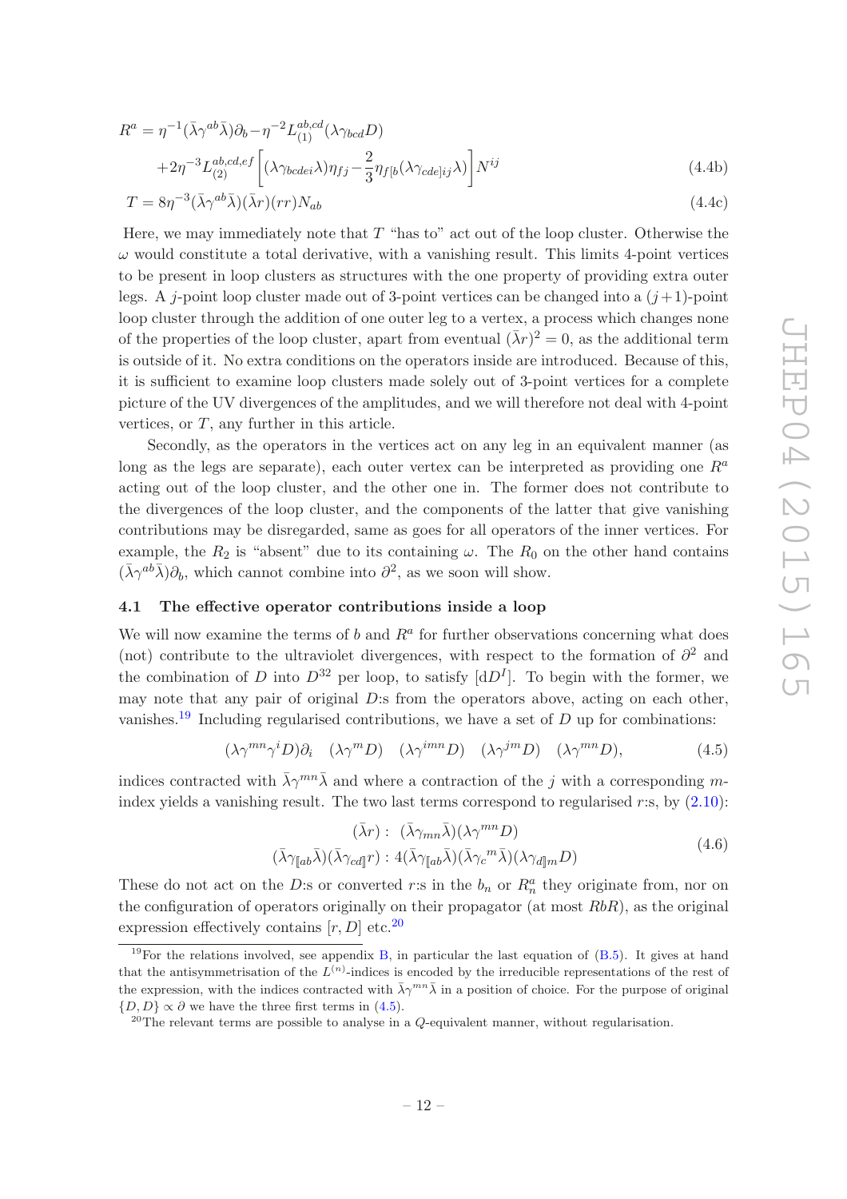$$
\begin{aligned}
R^a &= \eta^{-1}(\bar\lambda\gamma^{ab}\bar\lambda)\partial_b - \eta^{-2}L^{ab,cd}_{(1)}(\lambda\gamma_{bcd}D) \\
&\quad + 2\eta^{-3}L^{ab,cd,ef}_{(2)}\left[(\lambda\gamma_{bcdei}\lambda)\eta_{fj} - \frac{2}{3}\eta_{f[b}(\lambda\gamma_{cde]ij}\lambda)\right]N^{ij} && (4.4\text{b})\\
T &= 8\eta^{-3}(\bar\lambda\gamma^{ab}\bar\lambda)(\bar\lambda r)(rr)N_{ab} && (4.4\text{c})
\end{aligned}
$$

Here, we may immediately note that $T$ "has to" act out of the loop cluster. Otherwise the $\omega$ would constitute a total derivative, with a vanishing result. This limits 4-point vertices to be present in loop clusters as structures with the one property of providing extra outer legs. A $j$-point loop cluster made out of 3-point vertices can be changed into a $(j+1)$-point loop cluster through the addition of one outer leg to a vertex, a process which changes none of the properties of the loop cluster, apart from eventual $(\bar\lambda r)^2 = 0$, as the additional term is outside of it. No extra conditions on the operators inside are introduced. Because of this, it is sufficient to examine loop clusters made solely out of 3-point vertices for a complete picture of the UV divergences of the amplitudes, and we will therefore not deal with 4-point vertices, or $T$, any further in this article.

Secondly, as the operators in the vertices act on any leg in an equivalent manner (as long as the legs are separate), each outer vertex can be interpreted as providing one $R^a$ acting out of the loop cluster, and the other one in. The former does not contribute to the divergences of the loop cluster, and the components of the latter that give vanishing contributions may be disregarded, same as goes for all operators of the inner vertices. For example, the $R_2$ is "absent" due to its containing $\omega$. The $R_0$ on the other hand contains $(\bar\lambda\gamma^{ab}\bar\lambda)\partial_b$, which cannot combine into $\partial^2$, as we soon will show.

### 4.1 The effective operator contributions inside a loop

We will now examine the terms of $b$ and $R^a$ for further observations concerning what does (not) contribute to the ultraviolet divergences, with respect to the formation of $\partial^2$ and the combination of $D$ into $D^{32}$ per loop, to satisfy $[\mathrm{d}D^I]$. To begin with the former, we may note that any pair of original $D$:s from the operators above, acting on each other, vanishes.[19] Including regularised contributions, we have a set of $D$ up for combinations:

$$
(\lambda\gamma^{mn}\gamma^i D)\partial_i \quad (\lambda\gamma^m D) \quad (\lambda\gamma^{imn}D) \quad (\lambda\gamma^{jm}D) \quad (\lambda\gamma^{mn}D), \tag{4.5}
$$

indices contracted with $\bar\lambda\gamma^{mn}\bar\lambda$ and where a contraction of the $j$ with a corresponding $m$-index yields a vanishing result. The two last terms correspond to regularised $r$:s, by (2.10):

$$
\begin{aligned}
(\bar\lambda r):&\ \ (\bar\lambda\gamma_{mn}\bar\lambda)(\lambda\gamma^{mn}D)\\
(\bar\lambda\gamma_{[\![ab}\bar\lambda)(\bar\lambda\gamma_{cd]\!]}r):&\ 4(\bar\lambda\gamma_{[\![ab}\bar\lambda)(\bar\lambda\gamma_c{}^m\bar\lambda)(\lambda\gamma_{d]\!]m}D)
\end{aligned} \tag{4.6}
$$

These do not act on the $D$:s or converted $r$:s in the $b_n$ or $R^a_n$ they originate from, nor on the configuration of operators originally on their propagator (at most $RbR$), as the original expression effectively contains $[r, D]$ etc.[20]

---

[19] For the relations involved, see appendix B, in particular the last equation of (B.5). It gives at hand that the antisymmetrisation of the $L^{(n)}$-indices is encoded by the irreducible representations of the rest of the expression, with the indices contracted with $\bar\lambda\gamma^{mn}\bar\lambda$ in a position of choice. For the purpose of original $\{D, D\} \propto \partial$ we have the three first terms in (4.5).

[20] The relevant terms are possible to analyse in a $Q$-equivalent manner, without regularisation.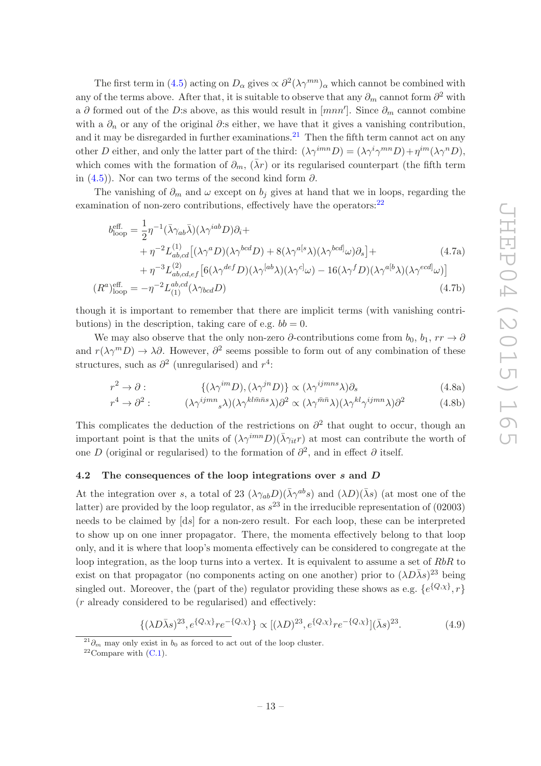The first term in (4.5) acting on $D_\alpha$ gives $\propto \partial^2(\lambda\gamma^{mn})_\alpha$ which cannot be combined with any of the terms above. After that, it is suitable to observe that any $\partial_m$ cannot form $\partial^2$ with a $\partial$ formed out of the $D$:s above, as this would result in $[mnn']$. Since $\partial_m$ cannot combine with a $\partial_n$ or any of the original $\partial$:s either, we have that it gives a vanishing contribution, and it may be disregarded in further examinations.[21] Then the fifth term cannot act on any other $D$ either, and only the latter part of the third: $(\lambda\gamma^{imn}D) = (\lambda\gamma^i\gamma^{mn}D) + \eta^{im}(\lambda\gamma^n D)$, which comes with the formation of $\partial_m$, $(\bar\lambda r)$ or its regularised counterpart (the fifth term in (4.5)). Nor can two terms of the second kind form $\partial$.

The vanishing of $\partial_m$ and $\omega$ except on $b_j$ gives at hand that we in loops, regarding the examination of non-zero contributions, effectively have the operators:[22]

$$
\begin{aligned}
b^{\text{eff.}}_{\text{loop}} = {} & \frac{1}{2}\eta^{-1}(\bar\lambda\gamma_{ab}\bar\lambda)(\lambda\gamma^{iab}D)\partial_i + \\
& + \eta^{-2}L^{(1)}_{ab,cd}\big[(\lambda\gamma^a D)(\lambda\gamma^{bcd}D) + 8(\lambda\gamma^{a[s}\lambda)(\lambda\gamma^{bcd]}\omega)\partial_s\big] + \\
& + \eta^{-3}L^{(2)}_{ab,cd,ef}\big[6(\lambda\gamma^{def}D)(\lambda\gamma^{[ab}\lambda)(\lambda\gamma^{c]}\omega) - 16(\lambda\gamma^f D)(\lambda\gamma^{a[b}\lambda)(\lambda\gamma^{ecd]}\omega)\big]
\end{aligned}
\tag{4.7a}
$$

$$
(R^a)^{\text{eff.}}_{\text{loop}} = -\eta^{-2}L^{ab,cd}_{(1)}(\lambda\gamma_{bcd}D) \tag{4.7b}
$$

though it is important to remember that there are implicit terms (with vanishing contributions) in the description, taking care of e.g. $bb = 0$.

We may also observe that the only non-zero $\partial$-contributions come from $b_0$, $b_1$, $rr \to \partial$ and $r(\lambda\gamma^m D) \to \lambda\partial$. However, $\partial^2$ seems possible to form out of any combination of these structures, such as $\partial^2$ (unregularised) and $r^4$:

$$
r^2 \to \partial: \qquad \{(\lambda\gamma^{im}D), (\lambda\gamma^{jn}D)\} \propto (\lambda\gamma^{ijmns}\lambda)\partial_s \tag{4.8a}
$$

$$
r^4 \to \partial^2: \qquad (\lambda\gamma^{ijmn}{}_s\lambda)(\lambda\gamma^{kl\bar m\bar n s}\lambda)\partial^2 \propto (\lambda\gamma^{\bar m\bar n}\lambda)(\lambda\gamma^{kl}\gamma^{ijmn}\lambda)\partial^2 \tag{4.8b}
$$

This complicates the deduction of the restrictions on $\partial^2$ that ought to occur, though an important point is that the units of $(\lambda\gamma^{imn}D)(\bar\lambda\gamma_{it}r)$ at most can contribute the worth of one $D$ (original or regularised) to the formation of $\partial^2$, and in effect $\partial$ itself.

### 4.2 The consequences of the loop integrations over $s$ and $D$

At the integration over $s$, a total of 23 $(\lambda\gamma_{ab}D)(\bar\lambda\gamma^{ab}s)$ and $(\lambda D)(\bar\lambda s)$ (at most one of the latter) are provided by the loop regulator, as $s^{23}$ in the irreducible representation of (02003) needs to be claimed by $[\mathrm{d}s]$ for a non-zero result. For each loop, these can be interpreted to show up on one inner propagator. There, the momenta effectively belong to that loop only, and it is where that loop's momenta effectively can be considered to congregate at the loop integration, as the loop turns into a vertex. It is equivalent to assume a set of $RbR$ to exist on that propagator (no components acting on one another) prior to $(\lambda D\bar\lambda s)^{23}$ being singled out. Moreover, the (part of the) regulator providing these shows as e.g. $\{e^{\{Q,\chi\}}, r\}$ ($r$ already considered to be regularised) and effectively:

$$
\{(\lambda D\bar\lambda s)^{23}, e^{\{Q,\chi\}}re^{-\{Q,\chi\}}\} \propto [(\lambda D)^{23}, e^{\{Q,\chi\}}re^{-\{Q,\chi\}}](\bar\lambda s)^{23}. \tag{4.9}
$$

---

[21] $\partial_m$ may only exist in $b_0$ as forced to act out of the loop cluster.

[22] Compare with (C.1).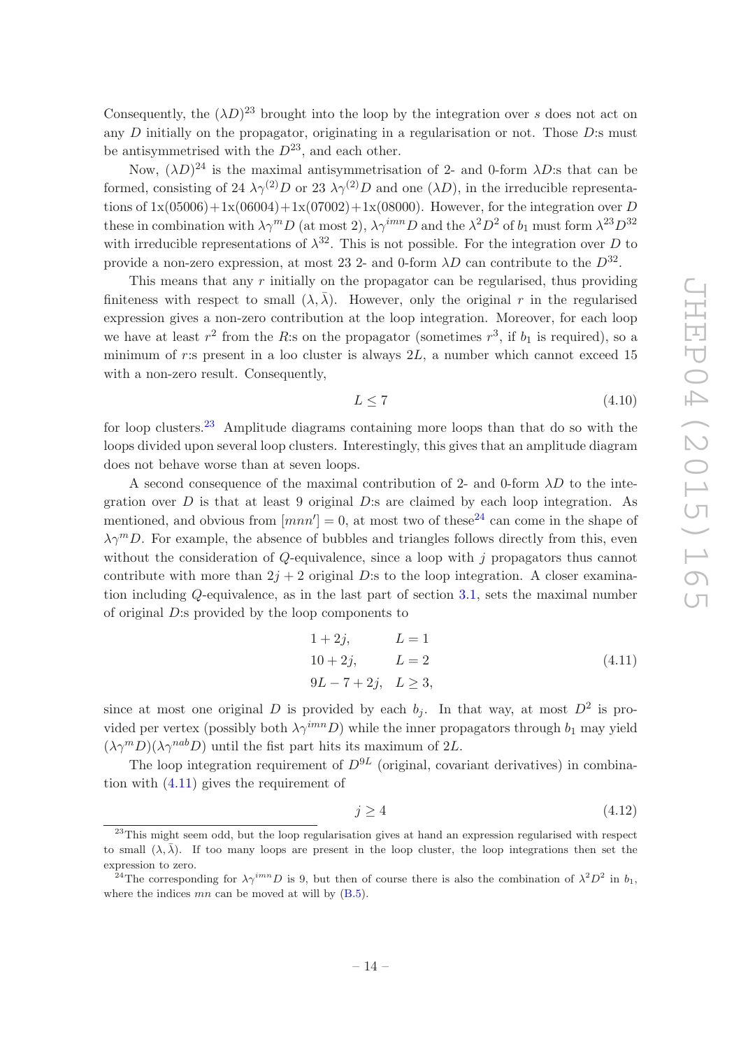Consequently, the $(\lambda D)^{23}$ brought into the loop by the integration over $s$ does not act on any $D$ initially on the propagator, originating in a regularisation or not. Those $D$:s must be antisymmetrised with the $D^{23}$, and each other.

Now, $(\lambda D)^{24}$ is the maximal antisymmetrisation of 2- and 0-form $\lambda D$:s that can be formed, consisting of 24 $\lambda\gamma^{(2)}D$ or 23 $\lambda\gamma^{(2)}D$ and one $(\lambda D)$, in the irreducible representations of 1x(05006)+1x(06004)+1x(07002)+1x(08000). However, for the integration over $D$ these in combination with $\lambda\gamma^m D$ (at most 2), $\lambda\gamma^{imn}D$ and the $\lambda^2 D^2$ of $b_1$ must form $\lambda^{23}D^{32}$ with irreducible representations of $\lambda^{32}$. This is not possible. For the integration over $D$ to provide a non-zero expression, at most 23 2- and 0-form $\lambda D$ can contribute to the $D^{32}$.

This means that any $r$ initially on the propagator can be regularised, thus providing finiteness with respect to small $(\lambda, \bar{\lambda})$. However, only the original $r$ in the regularised expression gives a non-zero contribution at the loop integration. Moreover, for each loop we have at least $r^2$ from the $R$:s on the propagator (sometimes $r^3$, if $b_1$ is required), so a minimum of $r$:s present in a loo cluster is always $2L$, a number which cannot exceed 15 with a non-zero result. Consequently,

$$L \leq 7 \tag{4.10}$$

for loop clusters.[23] Amplitude diagrams containing more loops than that do so with the loops divided upon several loop clusters. Interestingly, this gives that an amplitude diagram does not behave worse than at seven loops.

A second consequence of the maximal contribution of 2- and 0-form $\lambda D$ to the integration over $D$ is that at least 9 original $D$:s are claimed by each loop integration. As mentioned, and obvious from $[mnn'] = 0$, at most two of these[24] can come in the shape of $\lambda\gamma^m D$. For example, the absence of bubbles and triangles follows directly from this, even without the consideration of $Q$-equivalence, since a loop with $j$ propagators thus cannot contribute with more than $2j+2$ original $D$:s to the loop integration. A closer examination including $Q$-equivalence, as in the last part of section 3.1, sets the maximal number of original $D$:s provided by the loop components to

$$\begin{aligned} &1+2j, &&L=1 \\ &10+2j, &&L=2 \\ &9L-7+2j, &&L\geq 3, \end{aligned} \tag{4.11}$$

since at most one original $D$ is provided by each $b_j$. In that way, at most $D^2$ is provided per vertex (possibly both $\lambda\gamma^{imn}D$) while the inner propagators through $b_1$ may yield $(\lambda\gamma^m D)(\lambda\gamma^{nab}D)$ until the fist part hits its maximum of $2L$.

The loop integration requirement of $D^{9L}$ (original, covariant derivatives) in combination with (4.11) gives the requirement of

$$j \geq 4 \tag{4.12}$$

---

[23] This might seem odd, but the loop regularisation gives at hand an expression regularised with respect to small $(\lambda, \bar{\lambda})$. If too many loops are present in the loop cluster, the loop integrations then set the expression to zero.

[24] The corresponding for $\lambda\gamma^{imn}D$ is 9, but then of course there is also the combination of $\lambda^2 D^2$ in $b_1$, where the indices $mn$ can be moved at will by (B.5).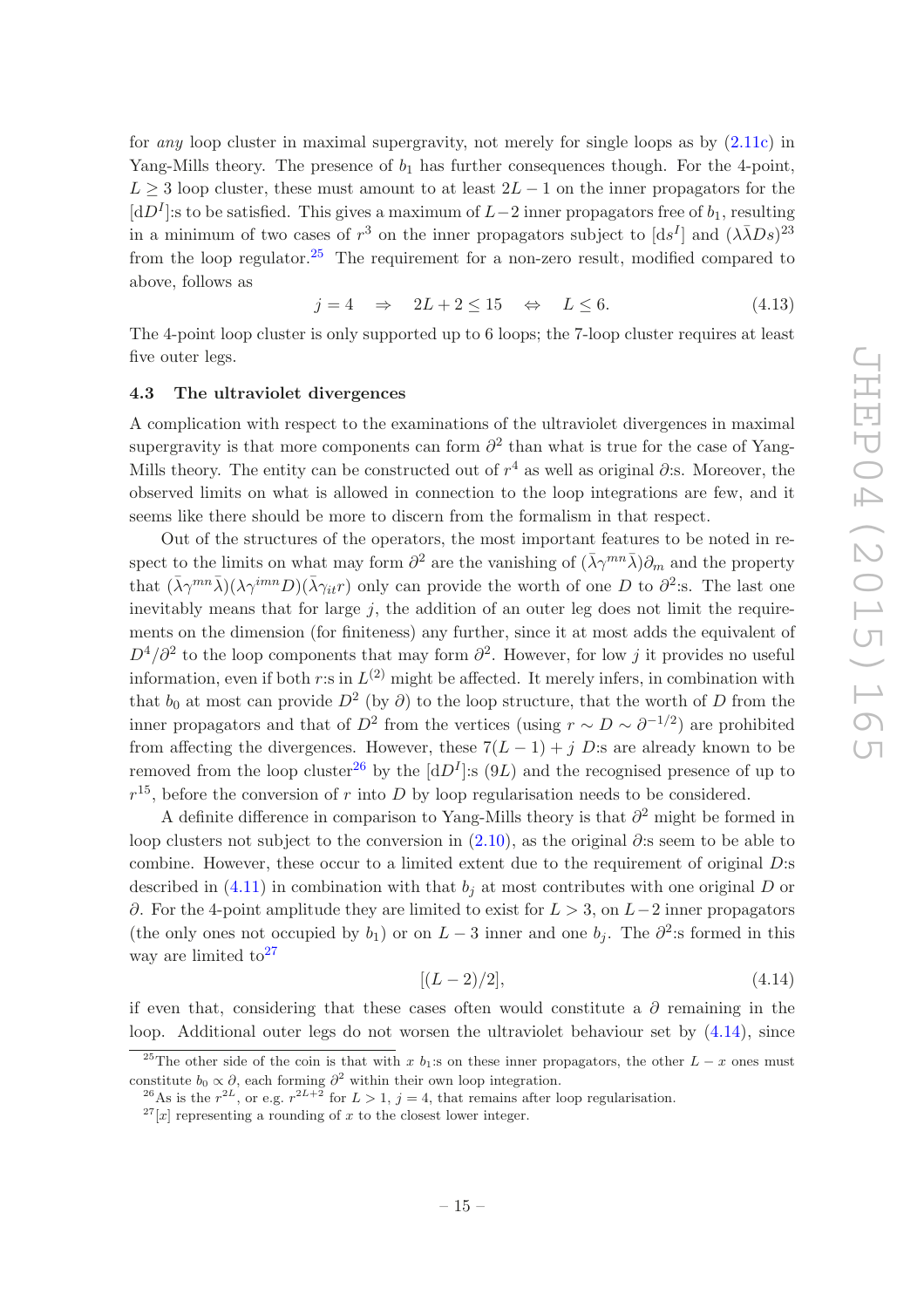for *any* loop cluster in maximal supergravity, not merely for single loops as by (2.11c) in Yang-Mills theory. The presence of $b_1$ has further consequences though. For the 4-point, $L \geq 3$ loop cluster, these must amount to at least $2L-1$ on the inner propagators for the $[\mathrm{d}D^I]$:s to be satisfied. This gives a maximum of $L-2$ inner propagators free of $b_1$, resulting in a minimum of two cases of $r^3$ on the inner propagators subject to $[\mathrm{d}s^I]$ and $(\lambda\bar{\lambda}Ds)^{23}$ from the loop regulator.[25] The requirement for a non-zero result, modified compared to above, follows as

$$j = 4 \quad \Rightarrow \quad 2L + 2 \leq 15 \quad \Leftrightarrow \quad L \leq 6. \tag{4.13}$$

The 4-point loop cluster is only supported up to 6 loops; the 7-loop cluster requires at least five outer legs.

## 4.3 The ultraviolet divergences

A complication with respect to the examinations of the ultraviolet divergences in maximal supergravity is that more components can form $\partial^2$ than what is true for the case of Yang-Mills theory. The entity can be constructed out of $r^4$ as well as original $\partial$:s. Moreover, the observed limits on what is allowed in connection to the loop integrations are few, and it seems like there should be more to discern from the formalism in that respect.

Out of the structures of the operators, the most important features to be noted in respect to the limits on what may form $\partial^2$ are the vanishing of $(\bar{\lambda}\gamma^{mn}\bar{\lambda})\partial_m$ and the property that $(\bar{\lambda}\gamma^{mn}\bar{\lambda})(\lambda\gamma^{imn}D)(\bar{\lambda}\gamma_{it}r)$ only can provide the worth of one $D$ to $\partial^2$:s. The last one inevitably means that for large $j$, the addition of an outer leg does not limit the requirements on the dimension (for finiteness) any further, since it at most adds the equivalent of $D^4/\partial^2$ to the loop components that may form $\partial^2$. However, for low $j$ it provides no useful information, even if both $r$:s in $L^{(2)}$ might be affected. It merely infers, in combination with that $b_0$ at most can provide $D^2$ (by $\partial$) to the loop structure, that the worth of $D$ from the inner propagators and that of $D^2$ from the vertices (using $r \sim D \sim \partial^{-1/2}$) are prohibited from affecting the divergences. However, these $7(L-1)+j$ $D$:s are already known to be removed from the loop cluster[26] by the $[\mathrm{d}D^I]$:s $(9L)$ and the recognised presence of up to $r^{15}$, before the conversion of $r$ into $D$ by loop regularisation needs to be considered.

A definite difference in comparison to Yang-Mills theory is that $\partial^2$ might be formed in loop clusters not subject to the conversion in (2.10), as the original $\partial$:s seem to be able to combine. However, these occur to a limited extent due to the requirement of original $D$:s described in (4.11) in combination with that $b_j$ at most contributes with one original $D$ or $\partial$. For the 4-point amplitude they are limited to exist for $L > 3$, on $L-2$ inner propagators (the only ones not occupied by $b_1$) or on $L-3$ inner and one $b_j$. The $\partial^2$:s formed in this way are limited to[27]

$$[(L-2)/2], \tag{4.14}$$

if even that, considering that these cases often would constitute a $\partial$ remaining in the loop. Additional outer legs do not worsen the ultraviolet behaviour set by (4.14), since

---

[25] The other side of the coin is that with $x$ $b_1$:s on these inner propagators, the other $L-x$ ones must constitute $b_0 \propto \partial$, each forming $\partial^2$ within their own loop integration.

[26] As is the $r^{2L}$, or e.g. $r^{2L+2}$ for $L > 1$, $j = 4$, that remains after loop regularisation.

[27] $[x]$ representing a rounding of $x$ to the closest lower integer.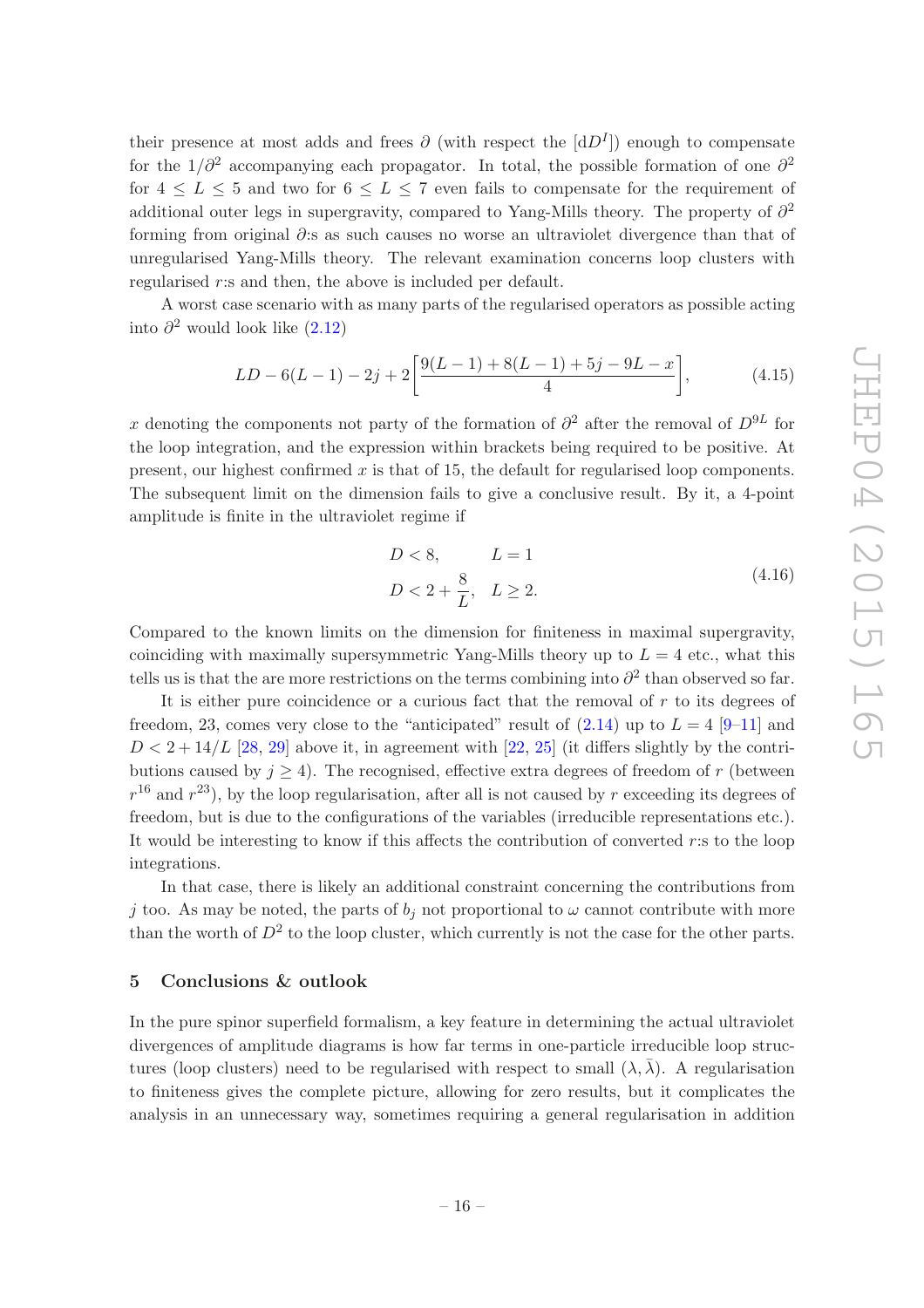their presence at most adds and frees $\partial$ (with respect the $[\mathrm{d}D^I]$) enough to compensate for the $1/\partial^2$ accompanying each propagator. In total, the possible formation of one $\partial^2$ for $4 \leq L \leq 5$ and two for $6 \leq L \leq 7$ even fails to compensate for the requirement of additional outer legs in supergravity, compared to Yang-Mills theory. The property of $\partial^2$ forming from original $\partial$:s as such causes no worse an ultraviolet divergence than that of unregularised Yang-Mills theory. The relevant examination concerns loop clusters with regularised $r$:s and then, the above is included per default.

A worst case scenario with as many parts of the regularised operators as possible acting into $\partial^2$ would look like (2.12)

$$LD - 6(L-1) - 2j + 2\left[\frac{9(L-1) + 8(L-1) + 5j - 9L - x}{4}\right], \tag{4.15}$$

$x$ denoting the components not party of the formation of $\partial^2$ after the removal of $D^{9L}$ for the loop integration, and the expression within brackets being required to be positive. At present, our highest confirmed $x$ is that of 15, the default for regularised loop components. The subsequent limit on the dimension fails to give a conclusive result. By it, a 4-point amplitude is finite in the ultraviolet regime if

$$\begin{aligned} &D < 8, && L = 1 \\ &D < 2 + \frac{8}{L}, && L \geq 2. \end{aligned} \tag{4.16}$$

Compared to the known limits on the dimension for finiteness in maximal supergravity, coinciding with maximally supersymmetric Yang-Mills theory up to $L = 4$ etc., what this tells us is that the are more restrictions on the terms combining into $\partial^2$ than observed so far.

It is either pure coincidence or a curious fact that the removal of $r$ to its degrees of freedom, 23, comes very close to the "anticipated" result of (2.14) up to $L = 4$ [9–11] and $D < 2 + 14/L$ [28, 29] above it, in agreement with [22, 25] (it differs slightly by the contributions caused by $j \geq 4$). The recognised, effective extra degrees of freedom of $r$ (between $r^{16}$ and $r^{23}$), by the loop regularisation, after all is not caused by $r$ exceeding its degrees of freedom, but is due to the configurations of the variables (irreducible representations etc.). It would be interesting to know if this affects the contribution of converted $r$:s to the loop integrations.

In that case, there is likely an additional constraint concerning the contributions from $j$ too. As may be noted, the parts of $b_j$ not proportional to $\omega$ cannot contribute with more than the worth of $D^2$ to the loop cluster, which currently is not the case for the other parts.

## 5 Conclusions & outlook

In the pure spinor superfield formalism, a key feature in determining the actual ultraviolet divergences of amplitude diagrams is how far terms in one-particle irreducible loop structures (loop clusters) need to be regularised with respect to small $(\lambda, \bar{\lambda})$. A regularisation to finiteness gives the complete picture, allowing for zero results, but it complicates the analysis in an unnecessary way, sometimes requiring a general regularisation in addition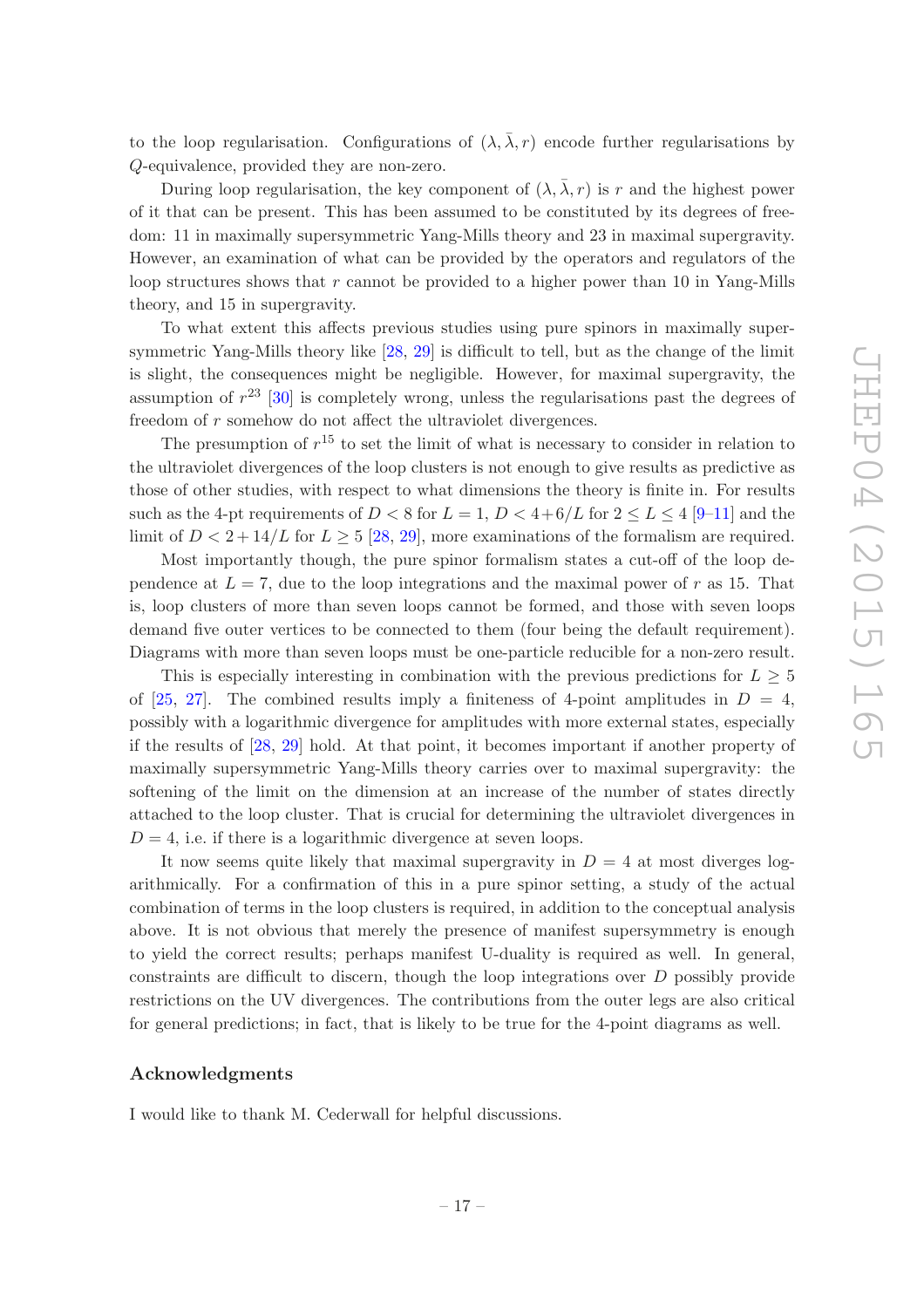to the loop regularisation. Configurations of $(\lambda, \bar{\lambda}, r)$ encode further regularisations by $Q$-equivalence, provided they are non-zero.

During loop regularisation, the key component of $(\lambda, \bar{\lambda}, r)$ is $r$ and the highest power of it that can be present. This has been assumed to be constituted by its degrees of freedom: 11 in maximally supersymmetric Yang-Mills theory and 23 in maximal supergravity. However, an examination of what can be provided by the operators and regulators of the loop structures shows that $r$ cannot be provided to a higher power than 10 in Yang-Mills theory, and 15 in supergravity.

To what extent this affects previous studies using pure spinors in maximally supersymmetric Yang-Mills theory like [28, 29] is difficult to tell, but as the change of the limit is slight, the consequences might be negligible. However, for maximal supergravity, the assumption of $r^{23}$ [30] is completely wrong, unless the regularisations past the degrees of freedom of $r$ somehow do not affect the ultraviolet divergences.

The presumption of $r^{15}$ to set the limit of what is necessary to consider in relation to the ultraviolet divergences of the loop clusters is not enough to give results as predictive as those of other studies, with respect to what dimensions the theory is finite in. For results such as the 4-pt requirements of $D < 8$ for $L = 1$, $D < 4 + 6/L$ for $2 \leq L \leq 4$ [9–11] and the limit of $D < 2 + 14/L$ for $L \geq 5$ [28, 29], more examinations of the formalism are required.

Most importantly though, the pure spinor formalism states a cut-off of the loop dependence at $L = 7$, due to the loop integrations and the maximal power of $r$ as 15. That is, loop clusters of more than seven loops cannot be formed, and those with seven loops demand five outer vertices to be connected to them (four being the default requirement). Diagrams with more than seven loops must be one-particle reducible for a non-zero result.

This is especially interesting in combination with the previous predictions for $L \geq 5$ of [25, 27]. The combined results imply a finiteness of 4-point amplitudes in $D = 4$, possibly with a logarithmic divergence for amplitudes with more external states, especially if the results of [28, 29] hold. At that point, it becomes important if another property of maximally supersymmetric Yang-Mills theory carries over to maximal supergravity: the softening of the limit on the dimension at an increase of the number of states directly attached to the loop cluster. That is crucial for determining the ultraviolet divergences in $D = 4$, i.e. if there is a logarithmic divergence at seven loops.

It now seems quite likely that maximal supergravity in $D = 4$ at most diverges logarithmically. For a confirmation of this in a pure spinor setting, a study of the actual combination of terms in the loop clusters is required, in addition to the conceptual analysis above. It is not obvious that merely the presence of manifest supersymmetry is enough to yield the correct results; perhaps manifest U-duality is required as well. In general, constraints are difficult to discern, though the loop integrations over $D$ possibly provide restrictions on the UV divergences. The contributions from the outer legs are also critical for general predictions; in fact, that is likely to be true for the 4-point diagrams as well.

## Acknowledgments

I would like to thank M. Cederwall for helpful discussions.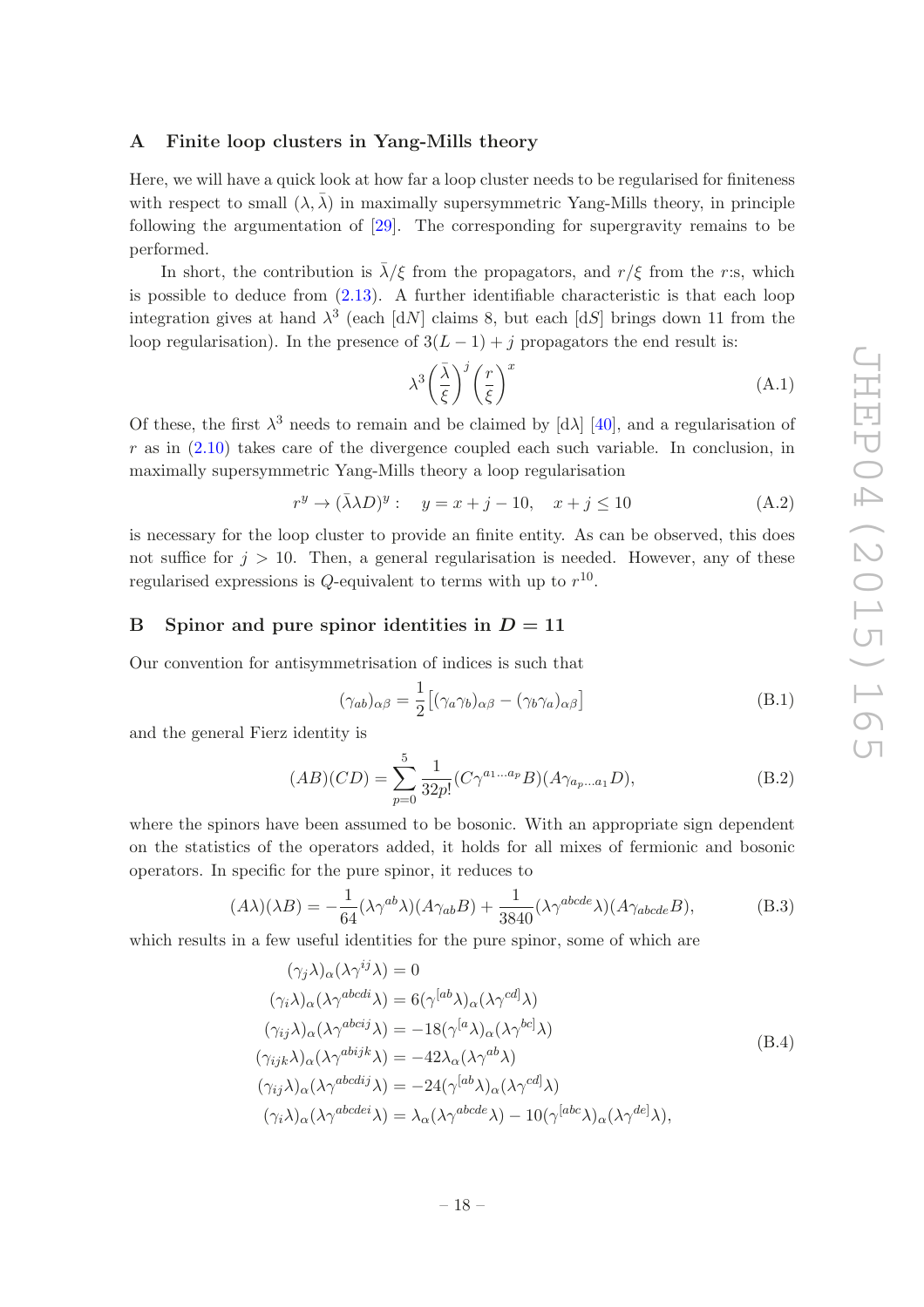## A Finite loop clusters in Yang-Mills theory

Here, we will have a quick look at how far a loop cluster needs to be regularised for finiteness with respect to small $(\lambda, \bar{\lambda})$ in maximally supersymmetric Yang-Mills theory, in principle following the argumentation of [29]. The corresponding for supergravity remains to be performed.

In short, the contribution is $\bar{\lambda}/\xi$ from the propagators, and $r/\xi$ from the $r$:s, which is possible to deduce from (2.13). A further identifiable characteristic is that each loop integration gives at hand $\lambda^3$ (each $[dN]$ claims 8, but each $[dS]$ brings down 11 from the loop regularisation). In the presence of $3(L-1)+j$ propagators the end result is:

$$\lambda^3 \left(\frac{\bar{\lambda}}{\xi}\right)^j \left(\frac{r}{\xi}\right)^x \tag{A.1}$$

Of these, the first $\lambda^3$ needs to remain and be claimed by $[d\lambda]$ [40], and a regularisation of $r$ as in (2.10) takes care of the divergence coupled each such variable. In conclusion, in maximally supersymmetric Yang-Mills theory a loop regularisation

$$r^y \to (\bar{\lambda}\lambda D)^y : \quad y = x + j - 10, \quad x + j \leq 10 \tag{A.2}$$

is necessary for the loop cluster to provide an finite entity. As can be observed, this does not suffice for $j > 10$. Then, a general regularisation is needed. However, any of these regularised expressions is $Q$-equivalent to terms with up to $r^{10}$.

## B Spinor and pure spinor identities in $D = 11$

Our convention for antisymmetrisation of indices is such that

$$(\gamma_{ab})_{\alpha\beta} = \frac{1}{2}\left[(\gamma_a\gamma_b)_{\alpha\beta} - (\gamma_b\gamma_a)_{\alpha\beta}\right] \tag{B.1}$$

and the general Fierz identity is

$$(AB)(CD) = \sum_{p=0}^{5} \frac{1}{32p!}(C\gamma^{a_1\ldots a_p}B)(A\gamma_{a_p\ldots a_1}D), \tag{B.2}$$

where the spinors have been assumed to be bosonic. With an appropriate sign dependent on the statistics of the operators added, it holds for all mixes of fermionic and bosonic operators. In specific for the pure spinor, it reduces to

$$(A\lambda)(\lambda B) = -\frac{1}{64}(\lambda\gamma^{ab}\lambda)(A\gamma_{ab}B) + \frac{1}{3840}(\lambda\gamma^{abcde}\lambda)(A\gamma_{abcde}B), \tag{B.3}$$

which results in a few useful identities for the pure spinor, some of which are

$$\begin{aligned}
(\gamma_j\lambda)_\alpha(\lambda\gamma^{ij}\lambda) &= 0 \\
(\gamma_i\lambda)_\alpha(\lambda\gamma^{abcdi}\lambda) &= 6(\gamma^{[ab}\lambda)_\alpha(\lambda\gamma^{cd]}\lambda) \\
(\gamma_{ij}\lambda)_\alpha(\lambda\gamma^{abcij}\lambda) &= -18(\gamma^{[a}\lambda)_\alpha(\lambda\gamma^{bc]}\lambda) \\
(\gamma_{ijk}\lambda)_\alpha(\lambda\gamma^{abijk}\lambda) &= -42\lambda_\alpha(\lambda\gamma^{ab}\lambda) \\
(\gamma_{ij}\lambda)_\alpha(\lambda\gamma^{abcdij}\lambda) &= -24(\gamma^{[ab}\lambda)_\alpha(\lambda\gamma^{cd]}\lambda) \\
(\gamma_i\lambda)_\alpha(\lambda\gamma^{abcdei}\lambda) &= \lambda_\alpha(\lambda\gamma^{abcde}\lambda) - 10(\gamma^{[abc}\lambda)_\alpha(\lambda\gamma^{de]}\lambda),
\end{aligned} \tag{B.4}$$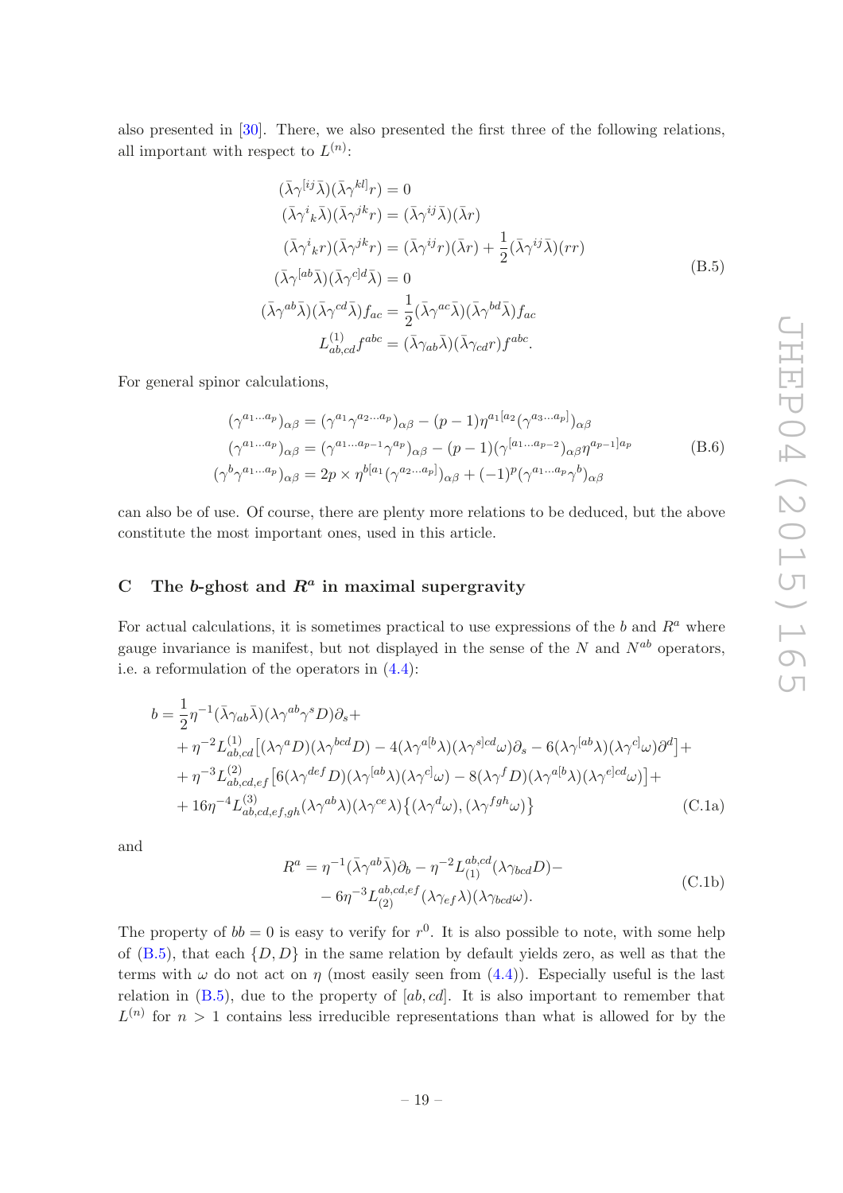also presented in [30]. There, we also presented the first three of the following relations, all important with respect to $L^{(n)}$:

$$
\begin{aligned}
(\bar\lambda\gamma^{[ij}\bar\lambda)(\bar\lambda\gamma^{kl]}r) &= 0\\
(\bar\lambda\gamma^{i}{}_{k}\bar\lambda)(\bar\lambda\gamma^{jk}r) &= (\bar\lambda\gamma^{ij}\bar\lambda)(\bar\lambda r)\\
(\bar\lambda\gamma^{i}{}_{k}r)(\bar\lambda\gamma^{jk}r) &= (\bar\lambda\gamma^{ij}r)(\bar\lambda r) + \frac{1}{2}(\bar\lambda\gamma^{ij}\bar\lambda)(rr)\\
(\bar\lambda\gamma^{[ab}\bar\lambda)(\bar\lambda\gamma^{c]d}\bar\lambda) &= 0\\
(\bar\lambda\gamma^{ab}\bar\lambda)(\bar\lambda\gamma^{cd}\bar\lambda)f_{ac} &= \frac{1}{2}(\bar\lambda\gamma^{ac}\bar\lambda)(\bar\lambda\gamma^{bd}\bar\lambda)f_{ac}\\
L^{(1)}_{ab,cd}f^{abc} &= (\bar\lambda\gamma_{ab}\bar\lambda)(\bar\lambda\gamma_{cd}r)f^{abc}.
\end{aligned}
\tag{B.5}
$$

For general spinor calculations,

$$
\begin{aligned}
(\gamma^{a_1\ldots a_p})_{\alpha\beta} &= (\gamma^{a_1}\gamma^{a_2\ldots a_p})_{\alpha\beta} - (p-1)\eta^{a_1[a_2}(\gamma^{a_3\ldots a_p]})_{\alpha\beta}\\
(\gamma^{a_1\ldots a_p})_{\alpha\beta} &= (\gamma^{a_1\ldots a_{p-1}}\gamma^{a_p})_{\alpha\beta} - (p-1)(\gamma^{[a_1\ldots a_{p-2}})_{\alpha\beta}\eta^{a_{p-1}]a_p}\\
(\gamma^{b}\gamma^{a_1\ldots a_p})_{\alpha\beta} &= 2p\times\eta^{b[a_1}(\gamma^{a_2\ldots a_p]})_{\alpha\beta} + (-1)^p(\gamma^{a_1\ldots a_p}\gamma^{b})_{\alpha\beta}
\end{aligned}
\tag{B.6}
$$

can also be of use. Of course, there are plenty more relations to be deduced, but the above constitute the most important ones, used in this article.

## C The $b$-ghost and $R^a$ in maximal supergravity

For actual calculations, it is sometimes practical to use expressions of the $b$ and $R^a$ where gauge invariance is manifest, but not displayed in the sense of the $N$ and $N^{ab}$ operators, i.e. a reformulation of the operators in (4.4):

$$
\begin{aligned}
b = {}& \frac{1}{2}\eta^{-1}(\bar\lambda\gamma_{ab}\bar\lambda)(\lambda\gamma^{ab}\gamma^{s}D)\partial_s +\\
&+ \eta^{-2}L^{(1)}_{ab,cd}\big[(\lambda\gamma^{a}D)(\lambda\gamma^{bcd}D) - 4(\lambda\gamma^{a[b}\lambda)(\lambda\gamma^{s]cd}\omega)\partial_s - 6(\lambda\gamma^{[ab}\lambda)(\lambda\gamma^{c]}\omega)\partial^d\big] +\\
&+ \eta^{-3}L^{(2)}_{ab,cd,ef}\big[6(\lambda\gamma^{def}D)(\lambda\gamma^{[ab}\lambda)(\lambda\gamma^{c]}\omega) - 8(\lambda\gamma^{f}D)(\lambda\gamma^{a[b}\lambda)(\lambda\gamma^{e]cd}\omega)\big] +\\
&+ 16\eta^{-4}L^{(3)}_{ab,cd,ef,gh}(\lambda\gamma^{ab}\lambda)(\lambda\gamma^{ce}\lambda)\big\{(\lambda\gamma^{d}\omega),(\lambda\gamma^{fgh}\omega)\big\}
\end{aligned}
\tag{C.1a}
$$

and

$$
\begin{aligned}
R^a = {}& \eta^{-1}(\bar\lambda\gamma^{ab}\bar\lambda)\partial_b - \eta^{-2}L^{ab,cd}_{(1)}(\lambda\gamma_{bcd}D) -\\
&- 6\eta^{-3}L^{ab,cd,ef}_{(2)}(\lambda\gamma_{ef}\lambda)(\lambda\gamma_{bcd}\omega).
\end{aligned}
\tag{C.1b}
$$

The property of $bb = 0$ is easy to verify for $r^0$. It is also possible to note, with some help of (B.5), that each $\{D, D\}$ in the same relation by default yields zero, as well as that the terms with $\omega$ do not act on $\eta$ (most easily seen from (4.4)). Especially useful is the last relation in (B.5), due to the property of $[ab, cd]$. It is also important to remember that $L^{(n)}$ for $n > 1$ contains less irreducible representations than what is allowed for by the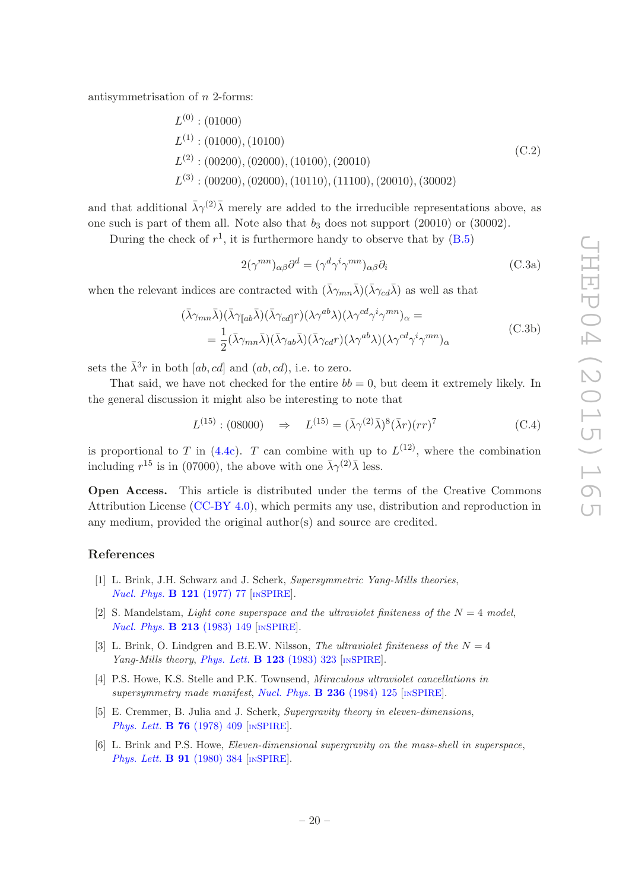antisymmetrisation of $n$ 2-forms:

$$
\begin{aligned}
&L^{(0)} : (01000) \\
&L^{(1)} : (01000), (10100) \\
&L^{(2)} : (00200), (02000), (10100), (20010) \\
&L^{(3)} : (00200), (02000), (10110), (11100), (20010), (30002)
\end{aligned}
\tag{C.2}
$$

and that additional $\bar{\lambda}\gamma^{(2)}\bar{\lambda}$ merely are added to the irreducible representations above, as one such is part of them all. Note also that $b_3$ does not support (20010) or (30002).

During the check of $r^1$, it is furthermore handy to observe that by (B.5)

$$
2(\gamma^{mn})_{\alpha\beta}\partial^d = (\gamma^d\gamma^i\gamma^{mn})_{\alpha\beta}\partial_i \tag{C.3a}
$$

when the relevant indices are contracted with $(\bar{\lambda}\gamma_{mn}\bar{\lambda})(\bar{\lambda}\gamma_{cd}\bar{\lambda})$ as well as that

$$
\begin{aligned}
&(\bar{\lambda}\gamma_{mn}\bar{\lambda})(\bar{\lambda}\gamma_{[ab}\bar{\lambda})(\bar{\lambda}\gamma_{cd]\!]}r)(\lambda\gamma^{ab}\lambda)(\lambda\gamma^{cd}\gamma^i\gamma^{mn})_\alpha = \\
&= \frac{1}{2}(\bar{\lambda}\gamma_{mn}\bar{\lambda})(\bar{\lambda}\gamma_{ab}\bar{\lambda})(\bar{\lambda}\gamma_{cd}r)(\lambda\gamma^{ab}\lambda)(\lambda\gamma^{cd}\gamma^i\gamma^{mn})_\alpha
\end{aligned}
\tag{C.3b}
$$

sets the $\bar{\lambda}^3 r$ in both $[ab, cd]$ and $(ab, cd)$, i.e. to zero.

That said, we have not checked for the entire $bb = 0$, but deem it extremely likely. In the general discussion it might also be interesting to note that

$$
L^{(15)} : (08000) \quad \Rightarrow \quad L^{(15)} = (\bar{\lambda}\gamma^{(2)}\bar{\lambda})^8(\bar{\lambda}r)(rr)^7 \tag{C.4}
$$

is proportional to $T$ in (4.4c). $T$ can combine with up to $L^{(12)}$, where the combination including $r^{15}$ is in (07000), the above with one $\bar{\lambda}\gamma^{(2)}\bar{\lambda}$ less.

**Open Access.** This article is distributed under the terms of the Creative Commons Attribution License (CC-BY 4.0), which permits any use, distribution and reproduction in any medium, provided the original author(s) and source are credited.

## References

[1] L. Brink, J.H. Schwarz and J. Scherk, *Supersymmetric Yang-Mills theories*, *Nucl. Phys.* **B 121** (1977) 77 [INSPIRE].

[2] S. Mandelstam, *Light cone superspace and the ultraviolet finiteness of the N = 4 model*, *Nucl. Phys.* **B 213** (1983) 149 [INSPIRE].

[3] L. Brink, O. Lindgren and B.E.W. Nilsson, *The ultraviolet finiteness of the N = 4 Yang-Mills theory*, *Phys. Lett.* **B 123** (1983) 323 [INSPIRE].

[4] P.S. Howe, K.S. Stelle and P.K. Townsend, *Miraculous ultraviolet cancellations in supersymmetry made manifest*, *Nucl. Phys.* **B 236** (1984) 125 [INSPIRE].

[5] E. Cremmer, B. Julia and J. Scherk, *Supergravity theory in eleven-dimensions*, *Phys. Lett.* **B 76** (1978) 409 [INSPIRE].

[6] L. Brink and P.S. Howe, *Eleven-dimensional supergravity on the mass-shell in superspace*, *Phys. Lett.* **B 91** (1980) 384 [INSPIRE].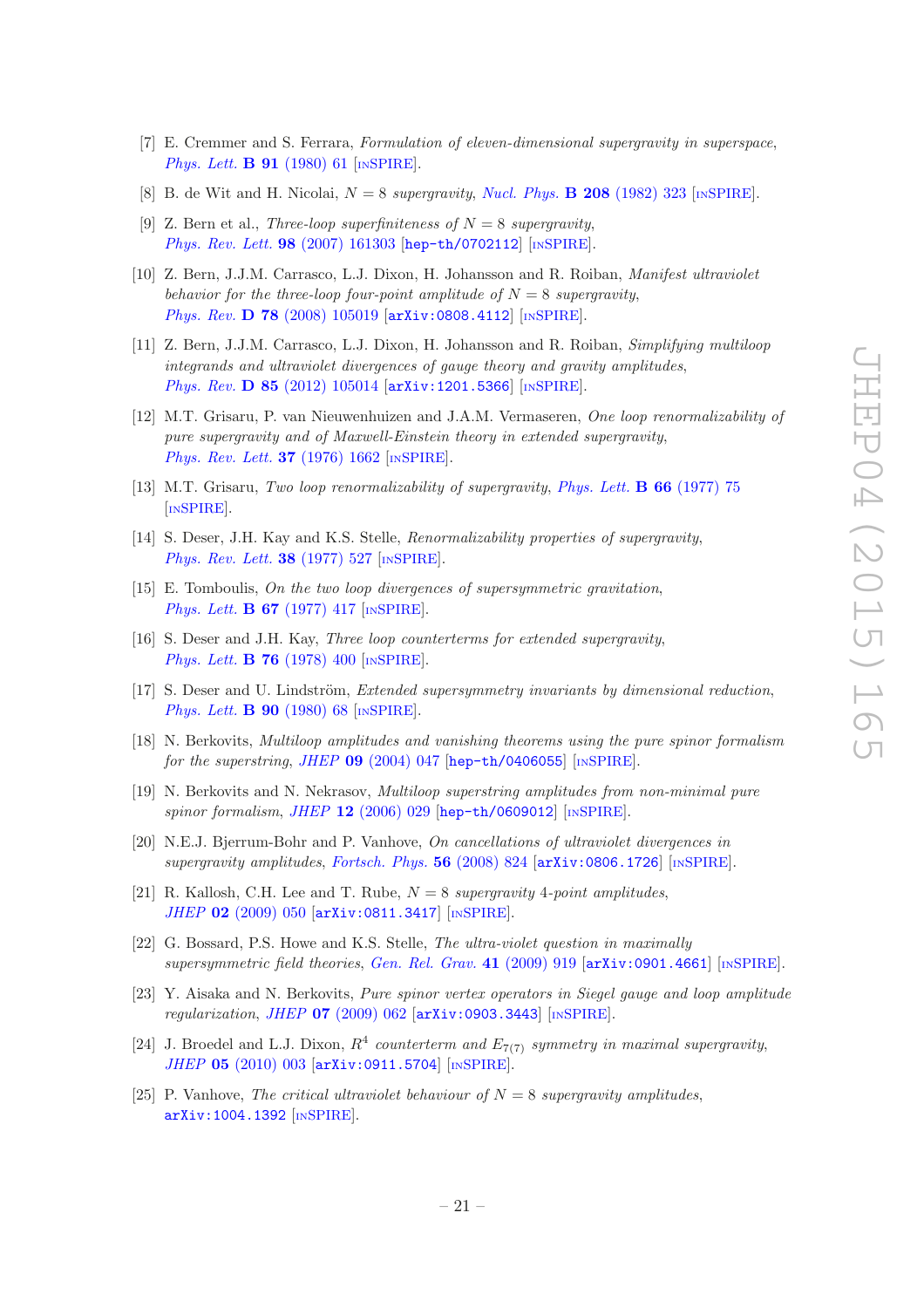- [7] E. Cremmer and S. Ferrara, *Formulation of eleven-dimensional supergravity in superspace*, *Phys. Lett.* **B 91** (1980) 61 [INSPIRE].
- [8] B. de Wit and H. Nicolai, *$N = 8$ supergravity*, *Nucl. Phys.* **B 208** (1982) 323 [INSPIRE].
- [9] Z. Bern et al., *Three-loop superfiniteness of $N = 8$ supergravity*, *Phys. Rev. Lett.* **98** (2007) 161303 [hep-th/0702112] [INSPIRE].
- [10] Z. Bern, J.J.M. Carrasco, L.J. Dixon, H. Johansson and R. Roiban, *Manifest ultraviolet behavior for the three-loop four-point amplitude of $N = 8$ supergravity*, *Phys. Rev.* **D 78** (2008) 105019 [arXiv:0808.4112] [INSPIRE].
- [11] Z. Bern, J.J.M. Carrasco, L.J. Dixon, H. Johansson and R. Roiban, *Simplifying multiloop integrands and ultraviolet divergences of gauge theory and gravity amplitudes*, *Phys. Rev.* **D 85** (2012) 105014 [arXiv:1201.5366] [INSPIRE].
- [12] M.T. Grisaru, P. van Nieuwenhuizen and J.A.M. Vermaseren, *One loop renormalizability of pure supergravity and of Maxwell-Einstein theory in extended supergravity*, *Phys. Rev. Lett.* **37** (1976) 1662 [INSPIRE].
- [13] M.T. Grisaru, *Two loop renormalizability of supergravity*, *Phys. Lett.* **B 66** (1977) 75 [INSPIRE].
- [14] S. Deser, J.H. Kay and K.S. Stelle, *Renormalizability properties of supergravity*, *Phys. Rev. Lett.* **38** (1977) 527 [INSPIRE].
- [15] E. Tomboulis, *On the two loop divergences of supersymmetric gravitation*, *Phys. Lett.* **B 67** (1977) 417 [INSPIRE].
- [16] S. Deser and J.H. Kay, *Three loop counterterms for extended supergravity*, *Phys. Lett.* **B 76** (1978) 400 [INSPIRE].
- [17] S. Deser and U. Lindström, *Extended supersymmetry invariants by dimensional reduction*, *Phys. Lett.* **B 90** (1980) 68 [INSPIRE].
- [18] N. Berkovits, *Multiloop amplitudes and vanishing theorems using the pure spinor formalism for the superstring*, *JHEP* **09** (2004) 047 [hep-th/0406055] [INSPIRE].
- [19] N. Berkovits and N. Nekrasov, *Multiloop superstring amplitudes from non-minimal pure spinor formalism*, *JHEP* **12** (2006) 029 [hep-th/0609012] [INSPIRE].
- [20] N.E.J. Bjerrum-Bohr and P. Vanhove, *On cancellations of ultraviolet divergences in supergravity amplitudes*, *Fortsch. Phys.* **56** (2008) 824 [arXiv:0806.1726] [INSPIRE].
- [21] R. Kallosh, C.H. Lee and T. Rube, *$N = 8$ supergravity 4-point amplitudes*, *JHEP* **02** (2009) 050 [arXiv:0811.3417] [INSPIRE].
- [22] G. Bossard, P.S. Howe and K.S. Stelle, *The ultra-violet question in maximally supersymmetric field theories*, *Gen. Rel. Grav.* **41** (2009) 919 [arXiv:0901.4661] [INSPIRE].
- [23] Y. Aisaka and N. Berkovits, *Pure spinor vertex operators in Siegel gauge and loop amplitude regularization*, *JHEP* **07** (2009) 062 [arXiv:0903.3443] [INSPIRE].
- [24] J. Broedel and L.J. Dixon, *$R^4$ counterterm and $E_{7(7)}$ symmetry in maximal supergravity*, *JHEP* **05** (2010) 003 [arXiv:0911.5704] [INSPIRE].
- [25] P. Vanhove, *The critical ultraviolet behaviour of $N = 8$ supergravity amplitudes*, arXiv:1004.1392 [INSPIRE].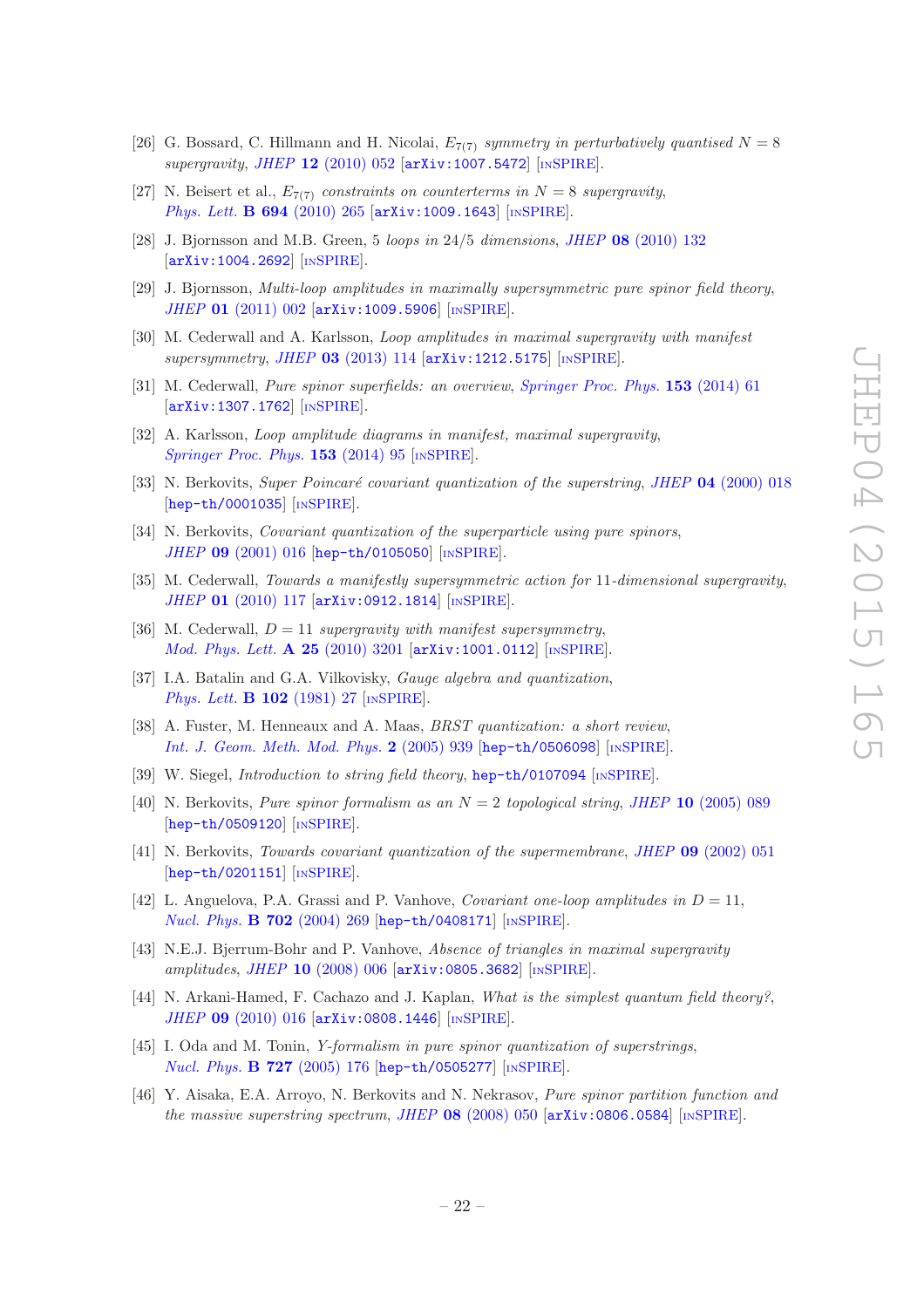[26] G. Bossard, C. Hillmann and H. Nicolai, $E_{7(7)}$ *symmetry in perturbatively quantised* $N = 8$ *supergravity*, *JHEP* **12** (2010) 052 [arXiv:1007.5472] [INSPIRE].

[27] N. Beisert et al., $E_{7(7)}$ *constraints on counterterms in* $N = 8$ *supergravity*, *Phys. Lett.* **B 694** (2010) 265 [arXiv:1009.1643] [INSPIRE].

[28] J. Bjornsson and M.B. Green, 5 *loops in* 24/5 *dimensions*, *JHEP* **08** (2010) 132 [arXiv:1004.2692] [INSPIRE].

[29] J. Bjornsson, *Multi-loop amplitudes in maximally supersymmetric pure spinor field theory*, *JHEP* **01** (2011) 002 [arXiv:1009.5906] [INSPIRE].

[30] M. Cederwall and A. Karlsson, *Loop amplitudes in maximal supergravity with manifest supersymmetry*, *JHEP* **03** (2013) 114 [arXiv:1212.5175] [INSPIRE].

[31] M. Cederwall, *Pure spinor superfields: an overview*, *Springer Proc. Phys.* **153** (2014) 61 [arXiv:1307.1762] [INSPIRE].

[32] A. Karlsson, *Loop amplitude diagrams in manifest, maximal supergravity*, *Springer Proc. Phys.* **153** (2014) 95 [INSPIRE].

[33] N. Berkovits, *Super Poincaré covariant quantization of the superstring*, *JHEP* **04** (2000) 018 [hep-th/0001035] [INSPIRE].

[34] N. Berkovits, *Covariant quantization of the superparticle using pure spinors*, *JHEP* **09** (2001) 016 [hep-th/0105050] [INSPIRE].

[35] M. Cederwall, *Towards a manifestly supersymmetric action for* 11*-dimensional supergravity*, *JHEP* **01** (2010) 117 [arXiv:0912.1814] [INSPIRE].

[36] M. Cederwall, $D = 11$ *supergravity with manifest supersymmetry*, *Mod. Phys. Lett.* **A 25** (2010) 3201 [arXiv:1001.0112] [INSPIRE].

[37] I.A. Batalin and G.A. Vilkovisky, *Gauge algebra and quantization*, *Phys. Lett.* **B 102** (1981) 27 [INSPIRE].

[38] A. Fuster, M. Henneaux and A. Maas, *BRST quantization: a short review*, *Int. J. Geom. Meth. Mod. Phys.* **2** (2005) 939 [hep-th/0506098] [INSPIRE].

[39] W. Siegel, *Introduction to string field theory*, hep-th/0107094 [INSPIRE].

[40] N. Berkovits, *Pure spinor formalism as an* $N = 2$ *topological string*, *JHEP* **10** (2005) 089 [hep-th/0509120] [INSPIRE].

[41] N. Berkovits, *Towards covariant quantization of the supermembrane*, *JHEP* **09** (2002) 051 [hep-th/0201151] [INSPIRE].

[42] L. Anguelova, P.A. Grassi and P. Vanhove, *Covariant one-loop amplitudes in* $D = 11$, *Nucl. Phys.* **B 702** (2004) 269 [hep-th/0408171] [INSPIRE].

[43] N.E.J. Bjerrum-Bohr and P. Vanhove, *Absence of triangles in maximal supergravity amplitudes*, *JHEP* **10** (2008) 006 [arXiv:0805.3682] [INSPIRE].

[44] N. Arkani-Hamed, F. Cachazo and J. Kaplan, *What is the simplest quantum field theory?*, *JHEP* **09** (2010) 016 [arXiv:0808.1446] [INSPIRE].

[45] I. Oda and M. Tonin, *Y-formalism in pure spinor quantization of superstrings*, *Nucl. Phys.* **B 727** (2005) 176 [hep-th/0505277] [INSPIRE].

[46] Y. Aisaka, E.A. Arroyo, N. Berkovits and N. Nekrasov, *Pure spinor partition function and the massive superstring spectrum*, *JHEP* **08** (2008) 050 [arXiv:0806.0584] [INSPIRE].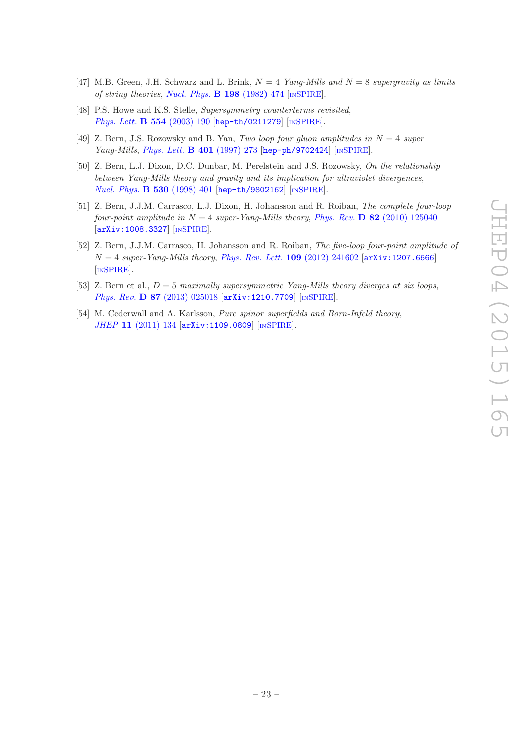[47] M.B. Green, J.H. Schwarz and L. Brink, $N = 4$ *Yang-Mills and $N = 8$ supergravity as limits of string theories*, *Nucl. Phys.* **B 198** (1982) 474 [INSPIRE].

[48] P.S. Howe and K.S. Stelle, *Supersymmetry counterterms revisited*, *Phys. Lett.* **B 554** (2003) 190 [hep-th/0211279] [INSPIRE].

[49] Z. Bern, J.S. Rozowsky and B. Yan, *Two loop four gluon amplitudes in $N = 4$ super Yang-Mills*, *Phys. Lett.* **B 401** (1997) 273 [hep-ph/9702424] [INSPIRE].

[50] Z. Bern, L.J. Dixon, D.C. Dunbar, M. Perelstein and J.S. Rozowsky, *On the relationship between Yang-Mills theory and gravity and its implication for ultraviolet divergences*, *Nucl. Phys.* **B 530** (1998) 401 [hep-th/9802162] [INSPIRE].

[51] Z. Bern, J.J.M. Carrasco, L.J. Dixon, H. Johansson and R. Roiban, *The complete four-loop four-point amplitude in $N = 4$ super-Yang-Mills theory*, *Phys. Rev.* **D 82** (2010) 125040 [arXiv:1008.3327] [INSPIRE].

[52] Z. Bern, J.J.M. Carrasco, H. Johansson and R. Roiban, *The five-loop four-point amplitude of $N = 4$ super-Yang-Mills theory*, *Phys. Rev. Lett.* **109** (2012) 241602 [arXiv:1207.6666] [INSPIRE].

[53] Z. Bern et al., *$D = 5$ maximally supersymmetric Yang-Mills theory diverges at six loops*, *Phys. Rev.* **D 87** (2013) 025018 [arXiv:1210.7709] [INSPIRE].

[54] M. Cederwall and A. Karlsson, *Pure spinor superfields and Born-Infeld theory*, *JHEP* **11** (2011) 134 [arXiv:1109.0809] [INSPIRE].